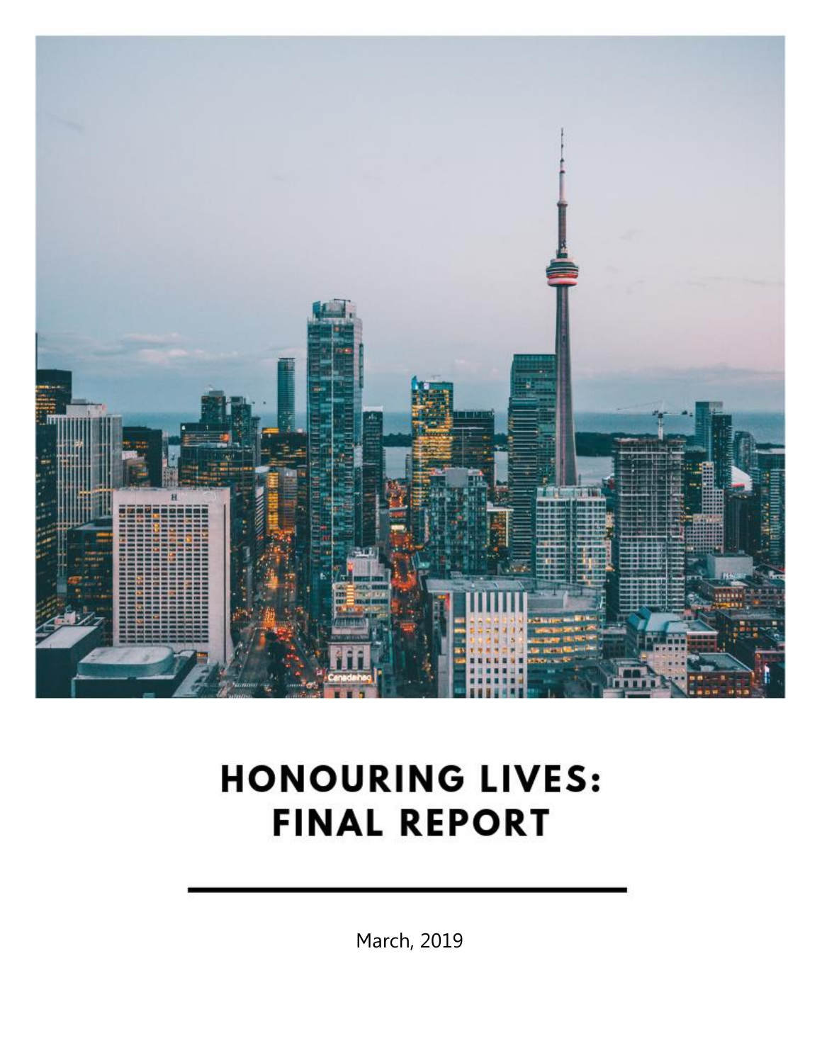# HONOURING LIVES: FINAL REPORT

March, 2019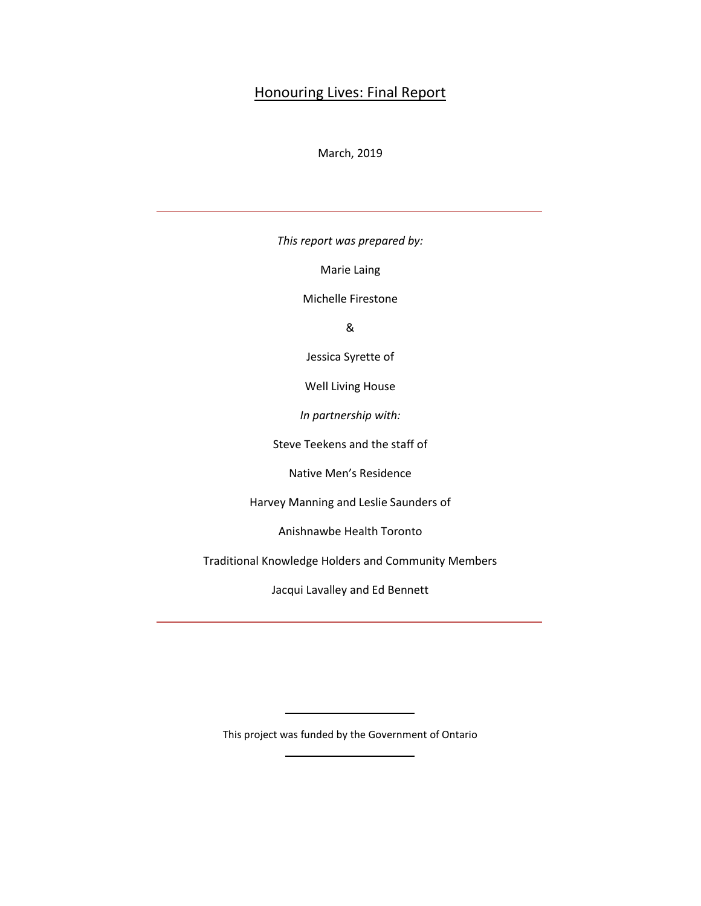# Honouring Lives: Final Report

March, 2019

---

*This report was prepared by:*

Marie Laing

Michelle Firestone

&

Jessica Syrette of

Well Living House

*In partnership with:*

Steve Teekens and the staff of

Native Men's Residence

Harvey Manning and Leslie Saunders of

Anishnawbe Health Toronto

Traditional Knowledge Holders and Community Members

Jacqui Lavalley and Ed Bennett

---

This project was funded by the Government of Ontario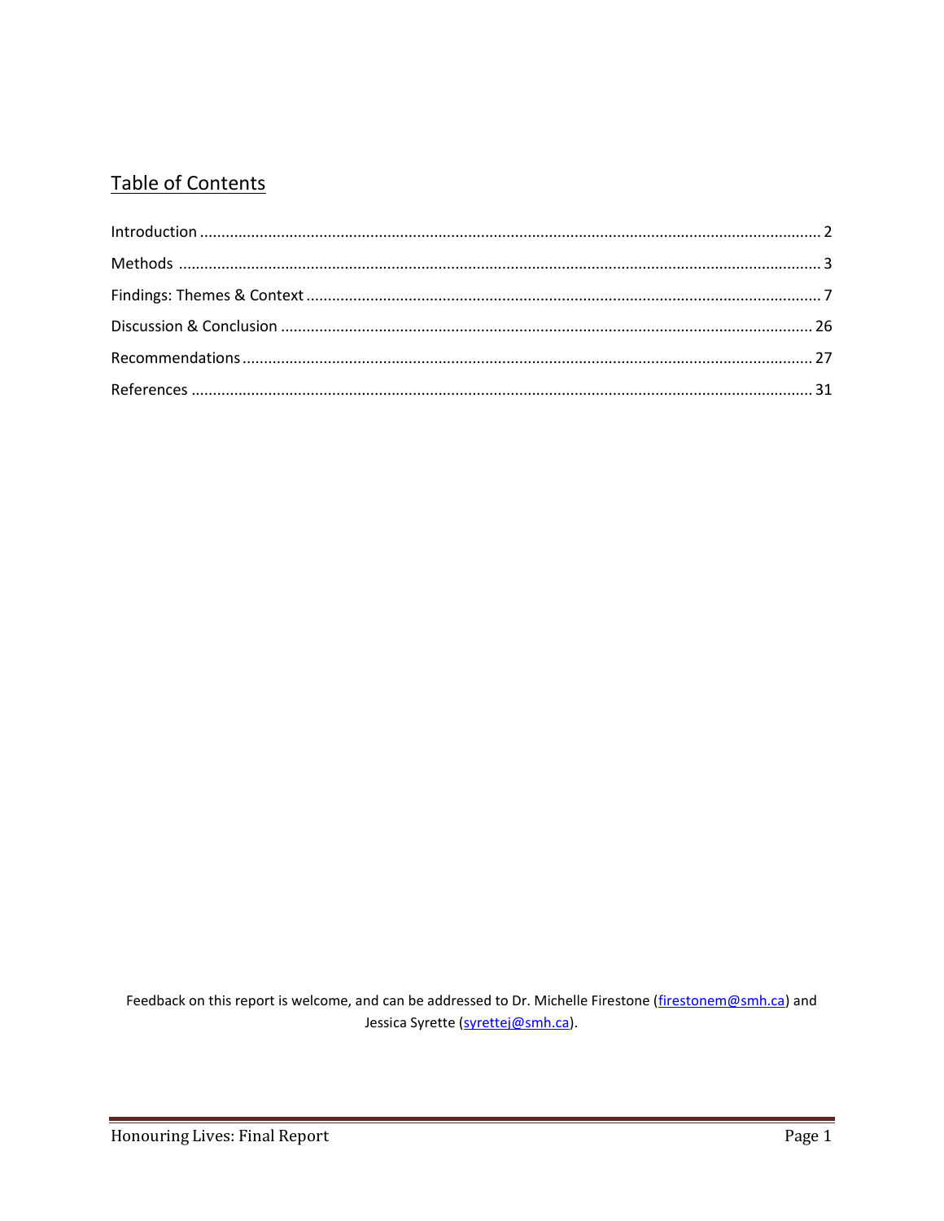## Table of Contents

Introduction ........................................................................................................................................ 2

Methods ............................................................................................................................................. 3

Findings: Themes & Context .............................................................................................................. 7

Discussion & Conclusion .................................................................................................................. 26

Recommendations ........................................................................................................................... 27

References ....................................................................................................................................... 31

Feedback on this report is welcome, and can be addressed to Dr. Michelle Firestone (firestonem@smh.ca) and Jessica Syrette (syrettej@smh.ca).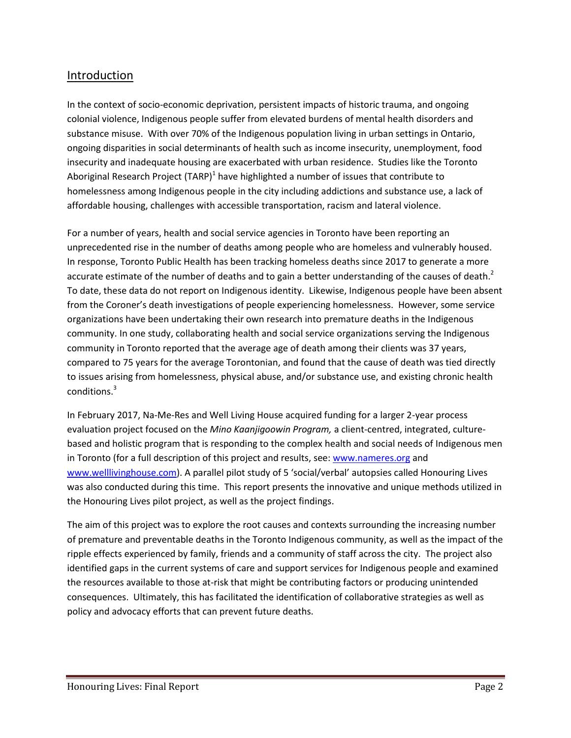## Introduction

In the context of socio-economic deprivation, persistent impacts of historic trauma, and ongoing colonial violence, Indigenous people suffer from elevated burdens of mental health disorders and substance misuse. With over 70% of the Indigenous population living in urban settings in Ontario, ongoing disparities in social determinants of health such as income insecurity, unemployment, food insecurity and inadequate housing are exacerbated with urban residence. Studies like the Toronto Aboriginal Research Project (TARP)[1] have highlighted a number of issues that contribute to homelessness among Indigenous people in the city including addictions and substance use, a lack of affordable housing, challenges with accessible transportation, racism and lateral violence.

For a number of years, health and social service agencies in Toronto have been reporting an unprecedented rise in the number of deaths among people who are homeless and vulnerably housed. In response, Toronto Public Health has been tracking homeless deaths since 2017 to generate a more accurate estimate of the number of deaths and to gain a better understanding of the causes of death.[2] To date, these data do not report on Indigenous identity. Likewise, Indigenous people have been absent from the Coroner's death investigations of people experiencing homelessness. However, some service organizations have been undertaking their own research into premature deaths in the Indigenous community. In one study, collaborating health and social service organizations serving the Indigenous community in Toronto reported that the average age of death among their clients was 37 years, compared to 75 years for the average Torontonian, and found that the cause of death was tied directly to issues arising from homelessness, physical abuse, and/or substance use, and existing chronic health conditions.[3]

In February 2017, Na-Me-Res and Well Living House acquired funding for a larger 2-year process evaluation project focused on the *Mino Kaanjigoowin Program,* a client-centred, integrated, culture-based and holistic program that is responding to the complex health and social needs of Indigenous men in Toronto (for a full description of this project and results, see: [www.nameres.org](http://www.nameres.org) and [www.wellivinghouse.com](http://www.wellivinghouse.com)). A parallel pilot study of 5 'social/verbal' autopsies called Honouring Lives was also conducted during this time. This report presents the innovative and unique methods utilized in the Honouring Lives pilot project, as well as the project findings.

The aim of this project was to explore the root causes and contexts surrounding the increasing number of premature and preventable deaths in the Toronto Indigenous community, as well as the impact of the ripple effects experienced by family, friends and a community of staff across the city. The project also identified gaps in the current systems of care and support services for Indigenous people and examined the resources available to those at-risk that might be contributing factors or producing unintended consequences. Ultimately, this has facilitated the identification of collaborative strategies as well as policy and advocacy efforts that can prevent future deaths.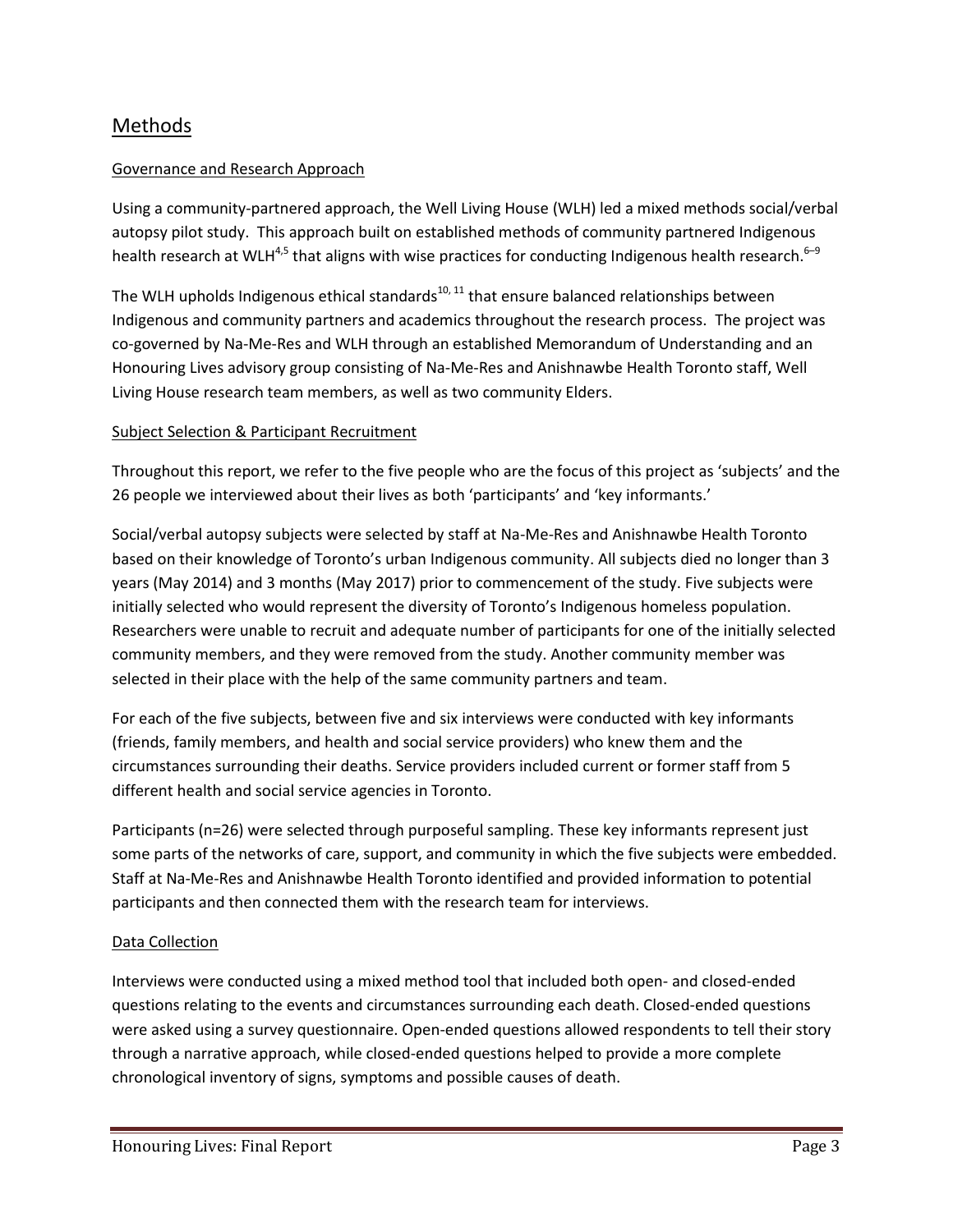## Methods

### Governance and Research Approach

Using a community-partnered approach, the Well Living House (WLH) led a mixed methods social/verbal autopsy pilot study. This approach built on established methods of community partnered Indigenous health research at WLH[4,5] that aligns with wise practices for conducting Indigenous health research.[6–9]

The WLH upholds Indigenous ethical standards[10, 11] that ensure balanced relationships between Indigenous and community partners and academics throughout the research process. The project was co-governed by Na-Me-Res and WLH through an established Memorandum of Understanding and an Honouring Lives advisory group consisting of Na-Me-Res and Anishnawbe Health Toronto staff, Well Living House research team members, as well as two community Elders.

### Subject Selection & Participant Recruitment

Throughout this report, we refer to the five people who are the focus of this project as 'subjects' and the 26 people we interviewed about their lives as both 'participants' and 'key informants.'

Social/verbal autopsy subjects were selected by staff at Na-Me-Res and Anishnawbe Health Toronto based on their knowledge of Toronto's urban Indigenous community. All subjects died no longer than 3 years (May 2014) and 3 months (May 2017) prior to commencement of the study. Five subjects were initially selected who would represent the diversity of Toronto's Indigenous homeless population. Researchers were unable to recruit and adequate number of participants for one of the initially selected community members, and they were removed from the study. Another community member was selected in their place with the help of the same community partners and team.

For each of the five subjects, between five and six interviews were conducted with key informants (friends, family members, and health and social service providers) who knew them and the circumstances surrounding their deaths. Service providers included current or former staff from 5 different health and social service agencies in Toronto.

Participants (n=26) were selected through purposeful sampling. These key informants represent just some parts of the networks of care, support, and community in which the five subjects were embedded. Staff at Na-Me-Res and Anishnawbe Health Toronto identified and provided information to potential participants and then connected them with the research team for interviews.

### Data Collection

Interviews were conducted using a mixed method tool that included both open- and closed-ended questions relating to the events and circumstances surrounding each death. Closed-ended questions were asked using a survey questionnaire. Open-ended questions allowed respondents to tell their story through a narrative approach, while closed-ended questions helped to provide a more complete chronological inventory of signs, symptoms and possible causes of death.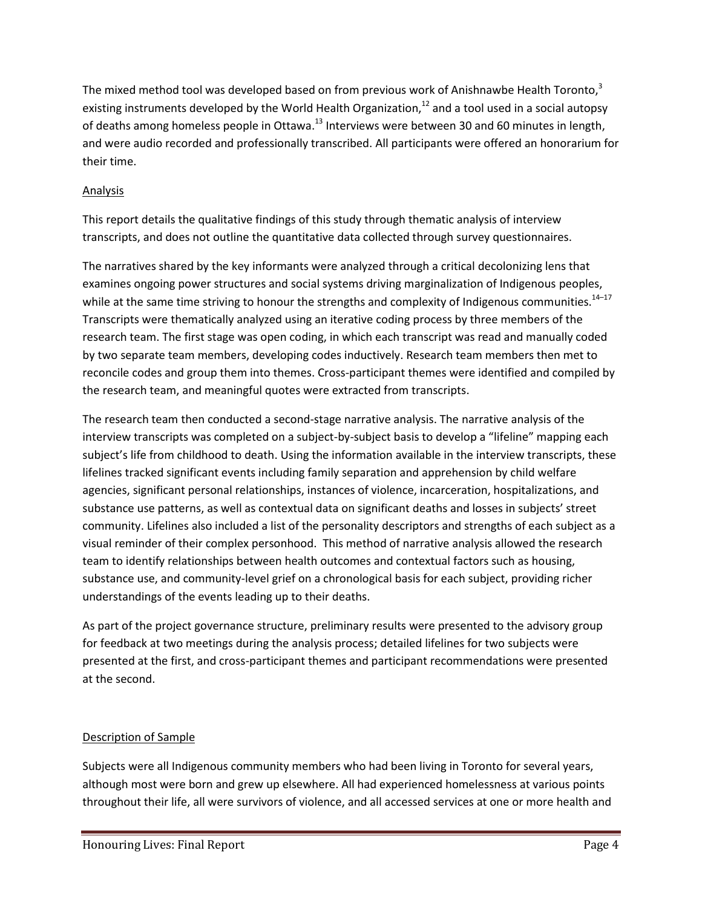The mixed method tool was developed based on from previous work of Anishnawbe Health Toronto,[3] existing instruments developed by the World Health Organization,[12] and a tool used in a social autopsy of deaths among homeless people in Ottawa.[13] Interviews were between 30 and 60 minutes in length, and were audio recorded and professionally transcribed. All participants were offered an honorarium for their time.

## Analysis

This report details the qualitative findings of this study through thematic analysis of interview transcripts, and does not outline the quantitative data collected through survey questionnaires.

The narratives shared by the key informants were analyzed through a critical decolonizing lens that examines ongoing power structures and social systems driving marginalization of Indigenous peoples, while at the same time striving to honour the strengths and complexity of Indigenous communities.[14–17] Transcripts were thematically analyzed using an iterative coding process by three members of the research team. The first stage was open coding, in which each transcript was read and manually coded by two separate team members, developing codes inductively. Research team members then met to reconcile codes and group them into themes. Cross-participant themes were identified and compiled by the research team, and meaningful quotes were extracted from transcripts.

The research team then conducted a second-stage narrative analysis. The narrative analysis of the interview transcripts was completed on a subject-by-subject basis to develop a "lifeline" mapping each subject's life from childhood to death. Using the information available in the interview transcripts, these lifelines tracked significant events including family separation and apprehension by child welfare agencies, significant personal relationships, instances of violence, incarceration, hospitalizations, and substance use patterns, as well as contextual data on significant deaths and losses in subjects' street community. Lifelines also included a list of the personality descriptors and strengths of each subject as a visual reminder of their complex personhood. This method of narrative analysis allowed the research team to identify relationships between health outcomes and contextual factors such as housing, substance use, and community-level grief on a chronological basis for each subject, providing richer understandings of the events leading up to their deaths.

As part of the project governance structure, preliminary results were presented to the advisory group for feedback at two meetings during the analysis process; detailed lifelines for two subjects were presented at the first, and cross-participant themes and participant recommendations were presented at the second.

## Description of Sample

Subjects were all Indigenous community members who had been living in Toronto for several years, although most were born and grew up elsewhere. All had experienced homelessness at various points throughout their life, all were survivors of violence, and all accessed services at one or more health and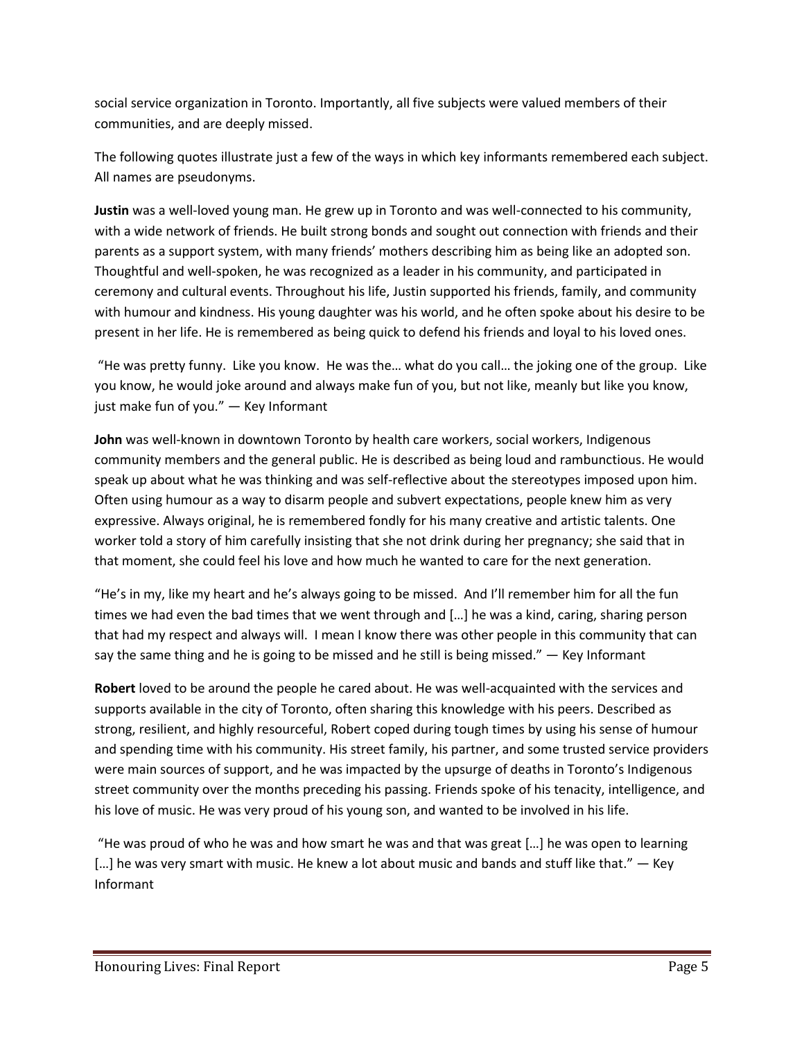social service organization in Toronto. Importantly, all five subjects were valued members of their communities, and are deeply missed.

The following quotes illustrate just a few of the ways in which key informants remembered each subject. All names are pseudonyms.

**Justin** was a well-loved young man. He grew up in Toronto and was well-connected to his community, with a wide network of friends. He built strong bonds and sought out connection with friends and their parents as a support system, with many friends' mothers describing him as being like an adopted son. Thoughtful and well-spoken, he was recognized as a leader in his community, and participated in ceremony and cultural events. Throughout his life, Justin supported his friends, family, and community with humour and kindness. His young daughter was his world, and he often spoke about his desire to be present in her life. He is remembered as being quick to defend his friends and loyal to his loved ones.

"He was pretty funny. Like you know. He was the… what do you call… the joking one of the group. Like you know, he would joke around and always make fun of you, but not like, meanly but like you know, just make fun of you." — Key Informant

**John** was well-known in downtown Toronto by health care workers, social workers, Indigenous community members and the general public. He is described as being loud and rambunctious. He would speak up about what he was thinking and was self-reflective about the stereotypes imposed upon him. Often using humour as a way to disarm people and subvert expectations, people knew him as very expressive. Always original, he is remembered fondly for his many creative and artistic talents. One worker told a story of him carefully insisting that she not drink during her pregnancy; she said that in that moment, she could feel his love and how much he wanted to care for the next generation.

"He's in my, like my heart and he's always going to be missed. And I'll remember him for all the fun times we had even the bad times that we went through and […] he was a kind, caring, sharing person that had my respect and always will. I mean I know there was other people in this community that can say the same thing and he is going to be missed and he still is being missed." — Key Informant

**Robert** loved to be around the people he cared about. He was well-acquainted with the services and supports available in the city of Toronto, often sharing this knowledge with his peers. Described as strong, resilient, and highly resourceful, Robert coped during tough times by using his sense of humour and spending time with his community. His street family, his partner, and some trusted service providers were main sources of support, and he was impacted by the upsurge of deaths in Toronto's Indigenous street community over the months preceding his passing. Friends spoke of his tenacity, intelligence, and his love of music. He was very proud of his young son, and wanted to be involved in his life.

"He was proud of who he was and how smart he was and that was great […] he was open to learning […] he was very smart with music. He knew a lot about music and bands and stuff like that." — Key Informant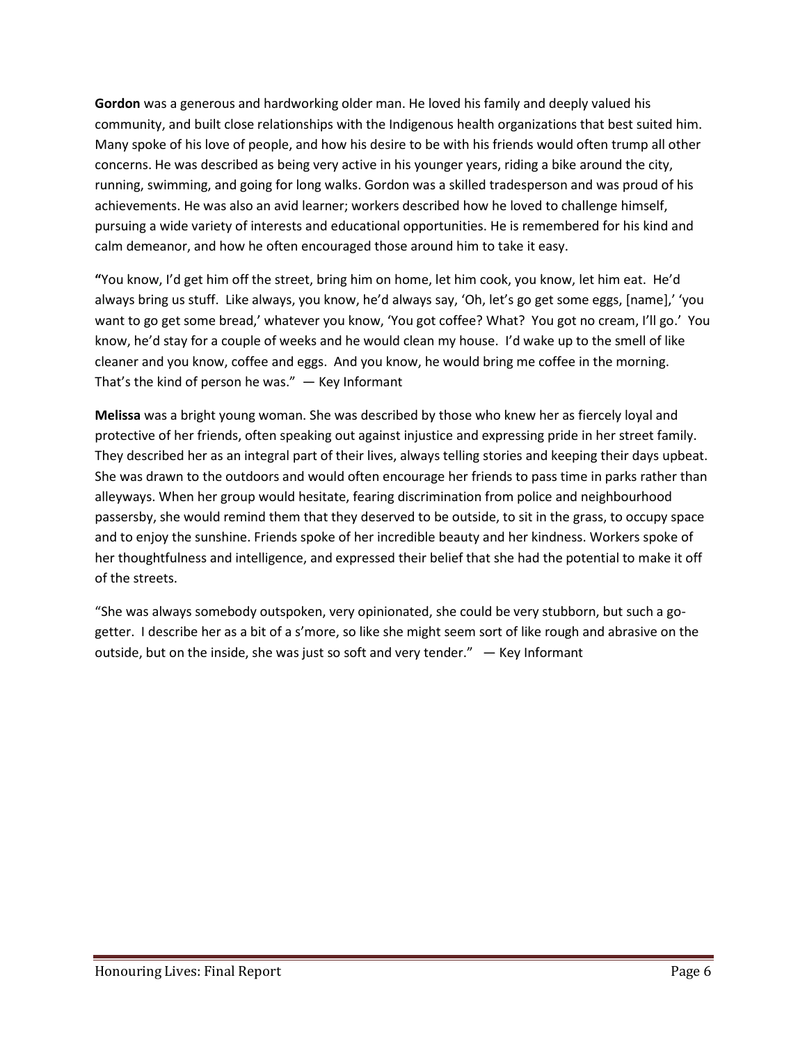**Gordon** was a generous and hardworking older man. He loved his family and deeply valued his community, and built close relationships with the Indigenous health organizations that best suited him. Many spoke of his love of people, and how his desire to be with his friends would often trump all other concerns. He was described as being very active in his younger years, riding a bike around the city, running, swimming, and going for long walks. Gordon was a skilled tradesperson and was proud of his achievements. He was also an avid learner; workers described how he loved to challenge himself, pursuing a wide variety of interests and educational opportunities. He is remembered for his kind and calm demeanor, and how he often encouraged those around him to take it easy.

**"**You know, I'd get him off the street, bring him on home, let him cook, you know, let him eat. He'd always bring us stuff. Like always, you know, he'd always say, 'Oh, let's go get some eggs, [name],' 'you want to go get some bread,' whatever you know, 'You got coffee? What? You got no cream, I'll go.' You know, he'd stay for a couple of weeks and he would clean my house. I'd wake up to the smell of like cleaner and you know, coffee and eggs. And you know, he would bring me coffee in the morning. That's the kind of person he was." — Key Informant

**Melissa** was a bright young woman. She was described by those who knew her as fiercely loyal and protective of her friends, often speaking out against injustice and expressing pride in her street family. They described her as an integral part of their lives, always telling stories and keeping their days upbeat. She was drawn to the outdoors and would often encourage her friends to pass time in parks rather than alleyways. When her group would hesitate, fearing discrimination from police and neighbourhood passersby, she would remind them that they deserved to be outside, to sit in the grass, to occupy space and to enjoy the sunshine. Friends spoke of her incredible beauty and her kindness. Workers spoke of her thoughtfulness and intelligence, and expressed their belief that she had the potential to make it off of the streets.

"She was always somebody outspoken, very opinionated, she could be very stubborn, but such a go-getter. I describe her as a bit of a s'more, so like she might seem sort of like rough and abrasive on the outside, but on the inside, she was just so soft and very tender." — Key Informant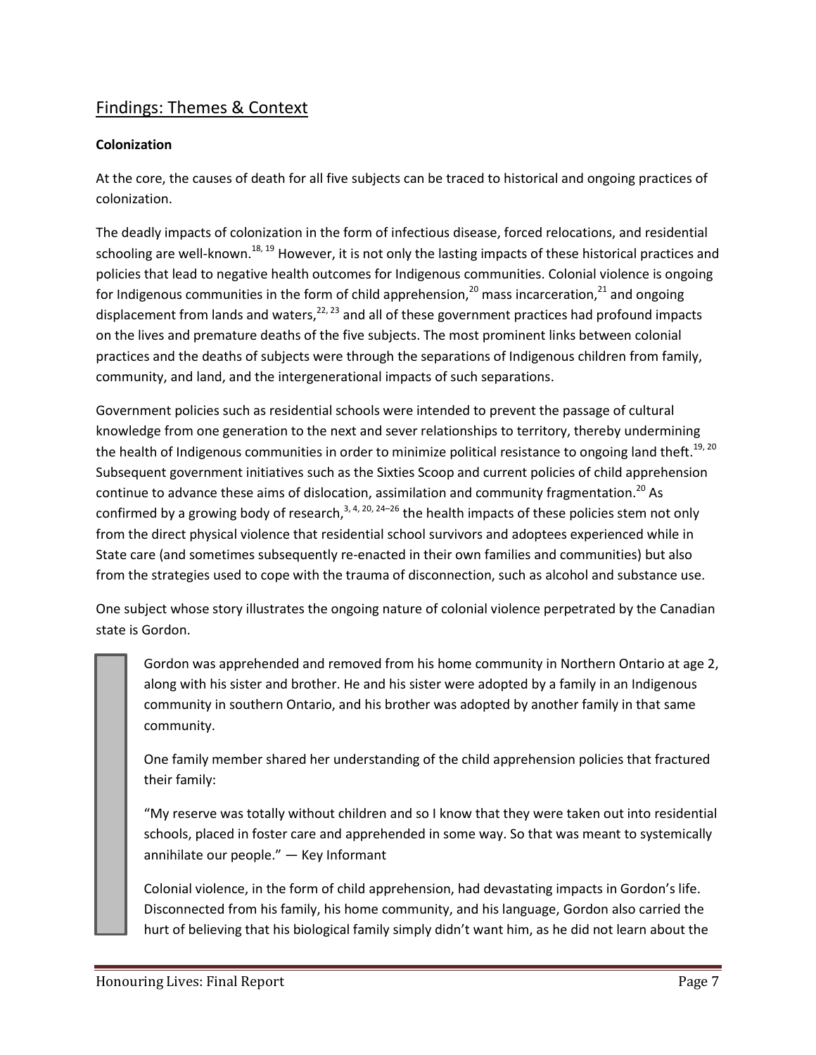## Findings: Themes & Context

**Colonization**

At the core, the causes of death for all five subjects can be traced to historical and ongoing practices of colonization.

The deadly impacts of colonization in the form of infectious disease, forced relocations, and residential schooling are well-known.[18, 19] However, it is not only the lasting impacts of these historical practices and policies that lead to negative health outcomes for Indigenous communities. Colonial violence is ongoing for Indigenous communities in the form of child apprehension,[20] mass incarceration,[21] and ongoing displacement from lands and waters,[22, 23] and all of these government practices had profound impacts on the lives and premature deaths of the five subjects. The most prominent links between colonial practices and the deaths of subjects were through the separations of Indigenous children from family, community, and land, and the intergenerational impacts of such separations.

Government policies such as residential schools were intended to prevent the passage of cultural knowledge from one generation to the next and sever relationships to territory, thereby undermining the health of Indigenous communities in order to minimize political resistance to ongoing land theft.[19, 20] Subsequent government initiatives such as the Sixties Scoop and current policies of child apprehension continue to advance these aims of dislocation, assimilation and community fragmentation.[20] As confirmed by a growing body of research,[3, 4, 20, 24–26] the health impacts of these policies stem not only from the direct physical violence that residential school survivors and adoptees experienced while in State care (and sometimes subsequently re-enacted in their own families and communities) but also from the strategies used to cope with the trauma of disconnection, such as alcohol and substance use.

One subject whose story illustrates the ongoing nature of colonial violence perpetrated by the Canadian state is Gordon.

> Gordon was apprehended and removed from his home community in Northern Ontario at age 2, along with his sister and brother. He and his sister were adopted by a family in an Indigenous community in southern Ontario, and his brother was adopted by another family in that same community.
>
> One family member shared her understanding of the child apprehension policies that fractured their family:
>
> "My reserve was totally without children and so I know that they were taken out into residential schools, placed in foster care and apprehended in some way. So that was meant to systemically annihilate our people." — Key Informant
>
> Colonial violence, in the form of child apprehension, had devastating impacts in Gordon's life. Disconnected from his family, his home community, and his language, Gordon also carried the hurt of believing that his biological family simply didn't want him, as he did not learn about the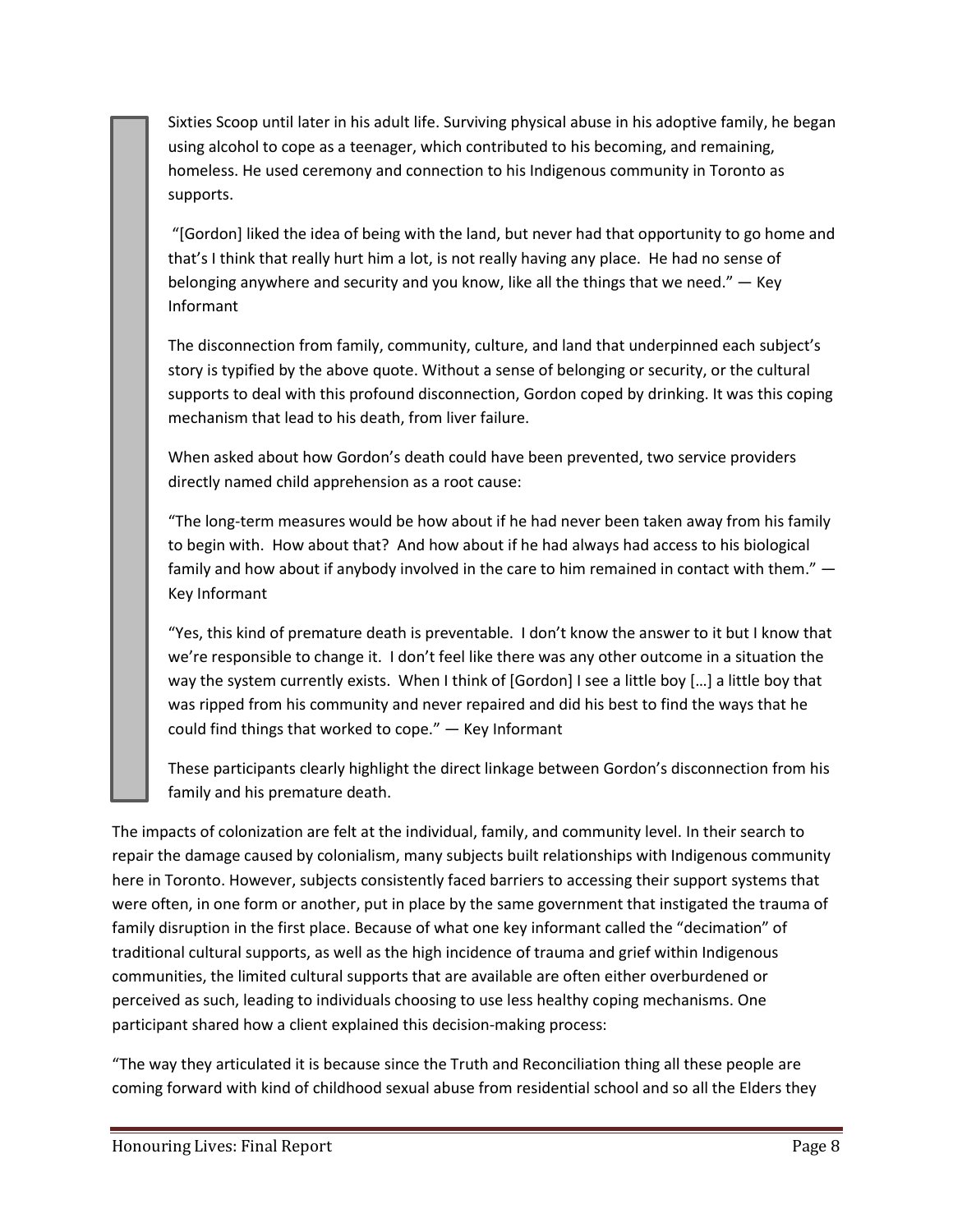Sixties Scoop until later in his adult life. Surviving physical abuse in his adoptive family, he began using alcohol to cope as a teenager, which contributed to his becoming, and remaining, homeless. He used ceremony and connection to his Indigenous community in Toronto as supports.

"[Gordon] liked the idea of being with the land, but never had that opportunity to go home and that's I think that really hurt him a lot, is not really having any place. He had no sense of belonging anywhere and security and you know, like all the things that we need." — Key Informant

The disconnection from family, community, culture, and land that underpinned each subject's story is typified by the above quote. Without a sense of belonging or security, or the cultural supports to deal with this profound disconnection, Gordon coped by drinking. It was this coping mechanism that lead to his death, from liver failure.

When asked about how Gordon's death could have been prevented, two service providers directly named child apprehension as a root cause:

"The long-term measures would be how about if he had never been taken away from his family to begin with. How about that? And how about if he had always had access to his biological family and how about if anybody involved in the care to him remained in contact with them." — Key Informant

"Yes, this kind of premature death is preventable. I don't know the answer to it but I know that we're responsible to change it. I don't feel like there was any other outcome in a situation the way the system currently exists. When I think of [Gordon] I see a little boy […] a little boy that was ripped from his community and never repaired and did his best to find the ways that he could find things that worked to cope." — Key Informant

These participants clearly highlight the direct linkage between Gordon's disconnection from his family and his premature death.

The impacts of colonization are felt at the individual, family, and community level. In their search to repair the damage caused by colonialism, many subjects built relationships with Indigenous community here in Toronto. However, subjects consistently faced barriers to accessing their support systems that were often, in one form or another, put in place by the same government that instigated the trauma of family disruption in the first place. Because of what one key informant called the "decimation" of traditional cultural supports, as well as the high incidence of trauma and grief within Indigenous communities, the limited cultural supports that are available are often either overburdened or perceived as such, leading to individuals choosing to use less healthy coping mechanisms. One participant shared how a client explained this decision-making process:

"The way they articulated it is because since the Truth and Reconciliation thing all these people are coming forward with kind of childhood sexual abuse from residential school and so all the Elders they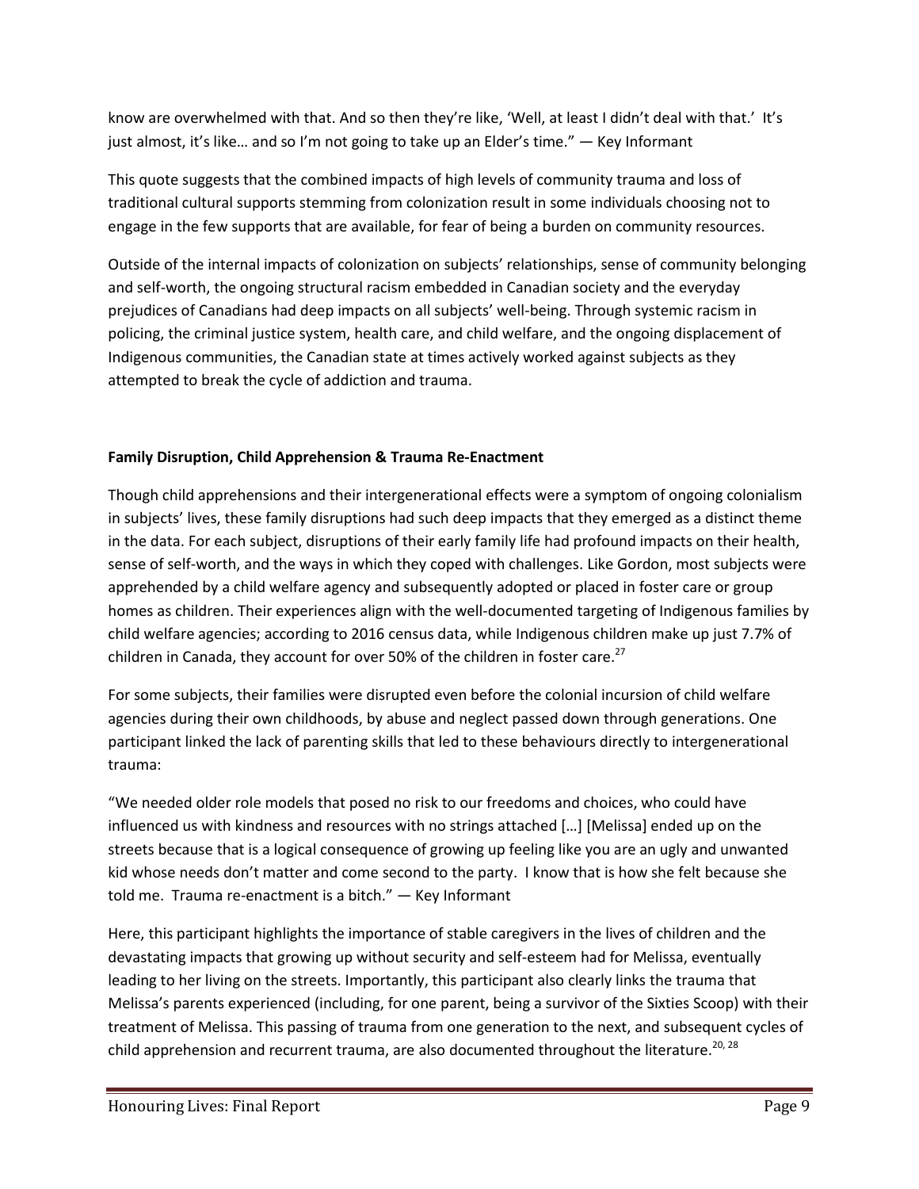know are overwhelmed with that. And so then they're like, 'Well, at least I didn't deal with that.' It's just almost, it's like… and so I'm not going to take up an Elder's time." — Key Informant

This quote suggests that the combined impacts of high levels of community trauma and loss of traditional cultural supports stemming from colonization result in some individuals choosing not to engage in the few supports that are available, for fear of being a burden on community resources.

Outside of the internal impacts of colonization on subjects' relationships, sense of community belonging and self-worth, the ongoing structural racism embedded in Canadian society and the everyday prejudices of Canadians had deep impacts on all subjects' well-being. Through systemic racism in policing, the criminal justice system, health care, and child welfare, and the ongoing displacement of Indigenous communities, the Canadian state at times actively worked against subjects as they attempted to break the cycle of addiction and trauma.

**Family Disruption, Child Apprehension & Trauma Re-Enactment**

Though child apprehensions and their intergenerational effects were a symptom of ongoing colonialism in subjects' lives, these family disruptions had such deep impacts that they emerged as a distinct theme in the data. For each subject, disruptions of their early family life had profound impacts on their health, sense of self-worth, and the ways in which they coped with challenges. Like Gordon, most subjects were apprehended by a child welfare agency and subsequently adopted or placed in foster care or group homes as children. Their experiences align with the well-documented targeting of Indigenous families by child welfare agencies; according to 2016 census data, while Indigenous children make up just 7.7% of children in Canada, they account for over 50% of the children in foster care.[27]

For some subjects, their families were disrupted even before the colonial incursion of child welfare agencies during their own childhoods, by abuse and neglect passed down through generations. One participant linked the lack of parenting skills that led to these behaviours directly to intergenerational trauma:

"We needed older role models that posed no risk to our freedoms and choices, who could have influenced us with kindness and resources with no strings attached […] [Melissa] ended up on the streets because that is a logical consequence of growing up feeling like you are an ugly and unwanted kid whose needs don't matter and come second to the party. I know that is how she felt because she told me. Trauma re-enactment is a bitch." — Key Informant

Here, this participant highlights the importance of stable caregivers in the lives of children and the devastating impacts that growing up without security and self-esteem had for Melissa, eventually leading to her living on the streets. Importantly, this participant also clearly links the trauma that Melissa's parents experienced (including, for one parent, being a survivor of the Sixties Scoop) with their treatment of Melissa. This passing of trauma from one generation to the next, and subsequent cycles of child apprehension and recurrent trauma, are also documented throughout the literature.[20, 28]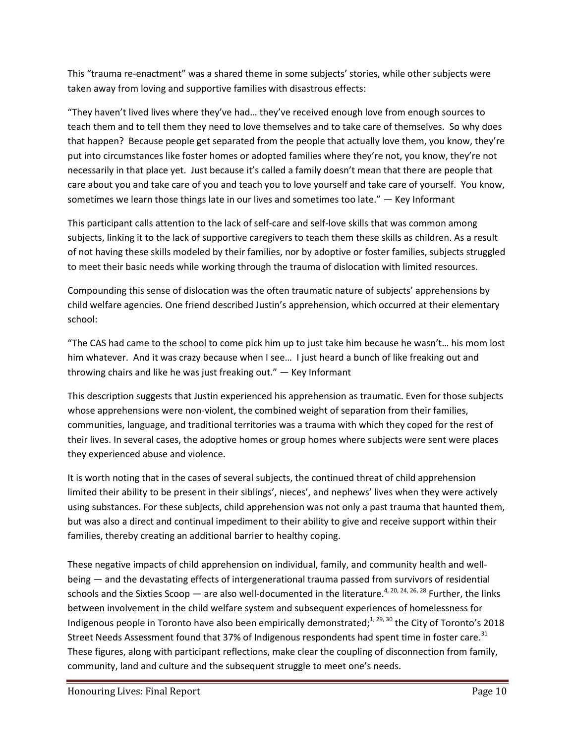This "trauma re-enactment" was a shared theme in some subjects' stories, while other subjects were taken away from loving and supportive families with disastrous effects:

"They haven't lived lives where they've had… they've received enough love from enough sources to teach them and to tell them they need to love themselves and to take care of themselves. So why does that happen? Because people get separated from the people that actually love them, you know, they're put into circumstances like foster homes or adopted families where they're not, you know, they're not necessarily in that place yet. Just because it's called a family doesn't mean that there are people that care about you and take care of you and teach you to love yourself and take care of yourself. You know, sometimes we learn those things late in our lives and sometimes too late." — Key Informant

This participant calls attention to the lack of self-care and self-love skills that was common among subjects, linking it to the lack of supportive caregivers to teach them these skills as children. As a result of not having these skills modeled by their families, nor by adoptive or foster families, subjects struggled to meet their basic needs while working through the trauma of dislocation with limited resources.

Compounding this sense of dislocation was the often traumatic nature of subjects' apprehensions by child welfare agencies. One friend described Justin's apprehension, which occurred at their elementary school:

"The CAS had came to the school to come pick him up to just take him because he wasn't… his mom lost him whatever. And it was crazy because when I see… I just heard a bunch of like freaking out and throwing chairs and like he was just freaking out." — Key Informant

This description suggests that Justin experienced his apprehension as traumatic. Even for those subjects whose apprehensions were non-violent, the combined weight of separation from their families, communities, language, and traditional territories was a trauma with which they coped for the rest of their lives. In several cases, the adoptive homes or group homes where subjects were sent were places they experienced abuse and violence.

It is worth noting that in the cases of several subjects, the continued threat of child apprehension limited their ability to be present in their siblings', nieces', and nephews' lives when they were actively using substances. For these subjects, child apprehension was not only a past trauma that haunted them, but was also a direct and continual impediment to their ability to give and receive support within their families, thereby creating an additional barrier to healthy coping.

These negative impacts of child apprehension on individual, family, and community health and well-being — and the devastating effects of intergenerational trauma passed from survivors of residential schools and the Sixties Scoop — are also well-documented in the literature.[4, 20, 24, 26, 28] Further, the links between involvement in the child welfare system and subsequent experiences of homelessness for Indigenous people in Toronto have also been empirically demonstrated;[1, 29, 30] the City of Toronto's 2018 Street Needs Assessment found that 37% of Indigenous respondents had spent time in foster care.[31] These figures, along with participant reflections, make clear the coupling of disconnection from family, community, land and culture and the subsequent struggle to meet one's needs.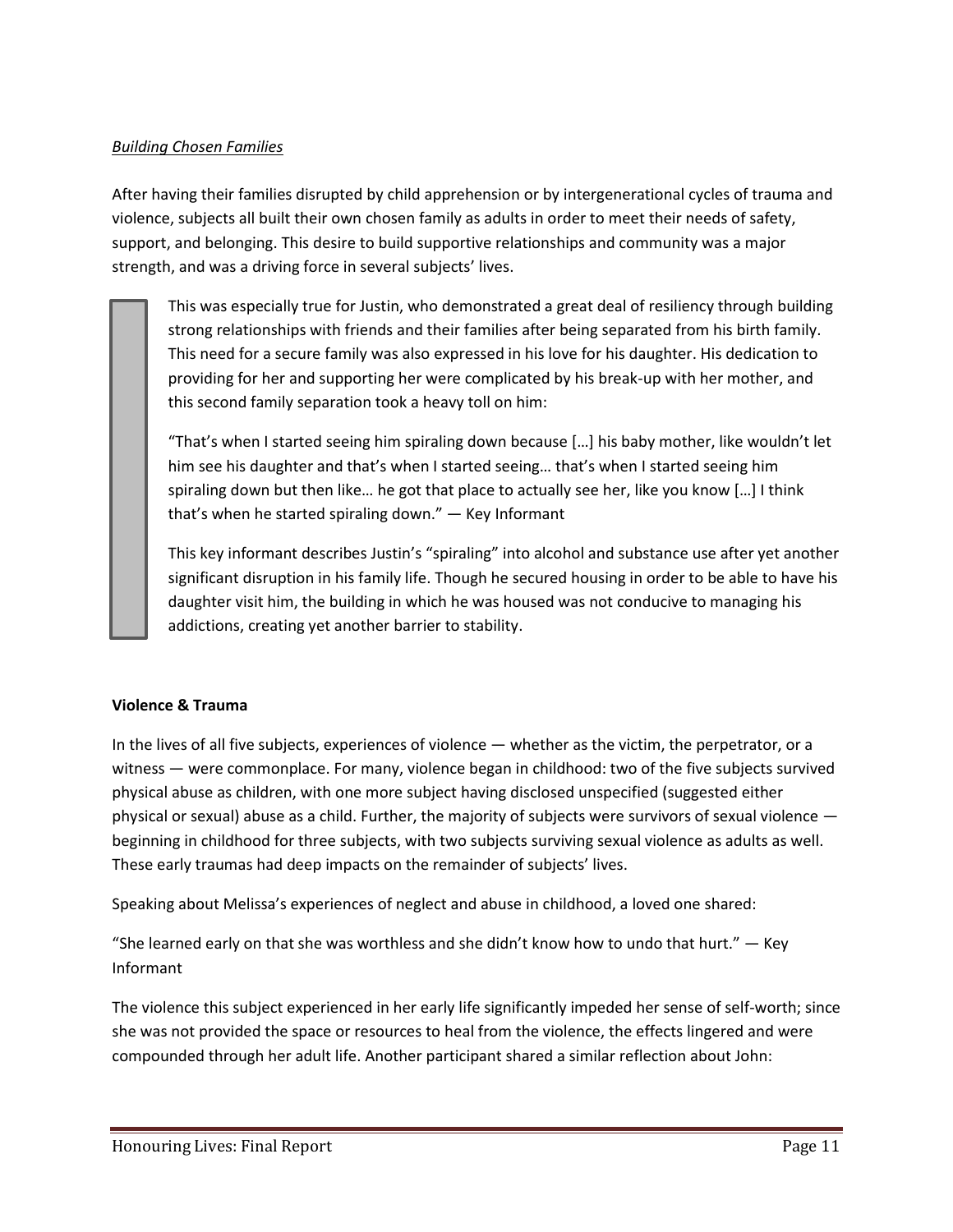*Building Chosen Families*

After having their families disrupted by child apprehension or by intergenerational cycles of trauma and violence, subjects all built their own chosen family as adults in order to meet their needs of safety, support, and belonging. This desire to build supportive relationships and community was a major strength, and was a driving force in several subjects' lives.

> This was especially true for Justin, who demonstrated a great deal of resiliency through building strong relationships with friends and their families after being separated from his birth family. This need for a secure family was also expressed in his love for his daughter. His dedication to providing for her and supporting her were complicated by his break-up with her mother, and this second family separation took a heavy toll on him:
>
> "That's when I started seeing him spiraling down because […] his baby mother, like wouldn't let him see his daughter and that's when I started seeing… that's when I started seeing him spiraling down but then like… he got that place to actually see her, like you know […] I think that's when he started spiraling down." — Key Informant
>
> This key informant describes Justin's "spiraling" into alcohol and substance use after yet another significant disruption in his family life. Though he secured housing in order to be able to have his daughter visit him, the building in which he was housed was not conducive to managing his addictions, creating yet another barrier to stability.

**Violence & Trauma**

In the lives of all five subjects, experiences of violence — whether as the victim, the perpetrator, or a witness — were commonplace. For many, violence began in childhood: two of the five subjects survived physical abuse as children, with one more subject having disclosed unspecified (suggested either physical or sexual) abuse as a child. Further, the majority of subjects were survivors of sexual violence — beginning in childhood for three subjects, with two subjects surviving sexual violence as adults as well. These early traumas had deep impacts on the remainder of subjects' lives.

Speaking about Melissa's experiences of neglect and abuse in childhood, a loved one shared:

"She learned early on that she was worthless and she didn't know how to undo that hurt." — Key Informant

The violence this subject experienced in her early life significantly impeded her sense of self-worth; since she was not provided the space or resources to heal from the violence, the effects lingered and were compounded through her adult life. Another participant shared a similar reflection about John: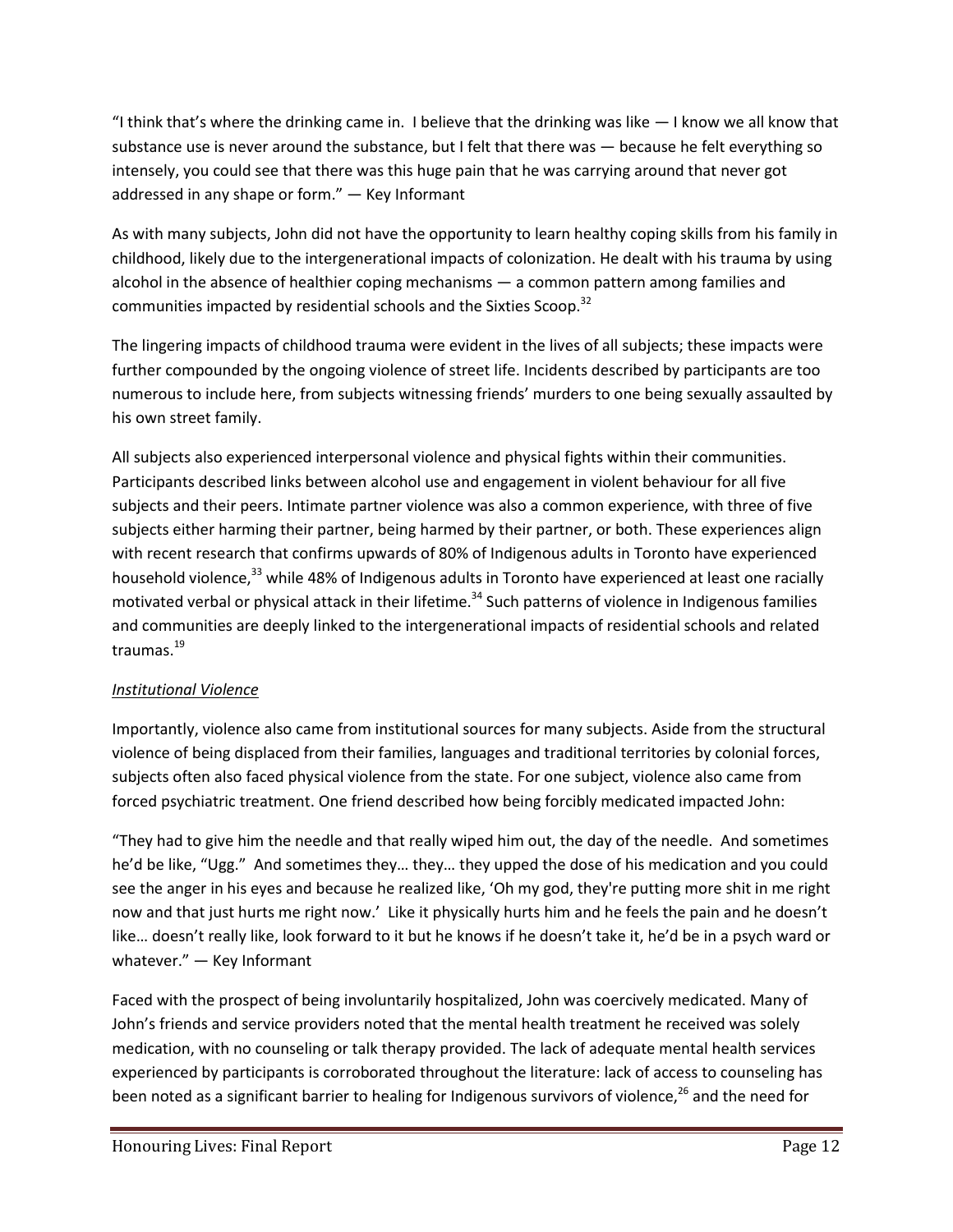"I think that's where the drinking came in. I believe that the drinking was like — I know we all know that substance use is never around the substance, but I felt that there was — because he felt everything so intensely, you could see that there was this huge pain that he was carrying around that never got addressed in any shape or form." — Key Informant

As with many subjects, John did not have the opportunity to learn healthy coping skills from his family in childhood, likely due to the intergenerational impacts of colonization. He dealt with his trauma by using alcohol in the absence of healthier coping mechanisms — a common pattern among families and communities impacted by residential schools and the Sixties Scoop.[32]

The lingering impacts of childhood trauma were evident in the lives of all subjects; these impacts were further compounded by the ongoing violence of street life. Incidents described by participants are too numerous to include here, from subjects witnessing friends' murders to one being sexually assaulted by his own street family.

All subjects also experienced interpersonal violence and physical fights within their communities. Participants described links between alcohol use and engagement in violent behaviour for all five subjects and their peers. Intimate partner violence was also a common experience, with three of five subjects either harming their partner, being harmed by their partner, or both. These experiences align with recent research that confirms upwards of 80% of Indigenous adults in Toronto have experienced household violence,[33] while 48% of Indigenous adults in Toronto have experienced at least one racially motivated verbal or physical attack in their lifetime.[34] Such patterns of violence in Indigenous families and communities are deeply linked to the intergenerational impacts of residential schools and related traumas.[19]

*Institutional Violence*

Importantly, violence also came from institutional sources for many subjects. Aside from the structural violence of being displaced from their families, languages and traditional territories by colonial forces, subjects often also faced physical violence from the state. For one subject, violence also came from forced psychiatric treatment. One friend described how being forcibly medicated impacted John:

"They had to give him the needle and that really wiped him out, the day of the needle. And sometimes he'd be like, "Ugg." And sometimes they… they… they upped the dose of his medication and you could see the anger in his eyes and because he realized like, 'Oh my god, they're putting more shit in me right now and that just hurts me right now.' Like it physically hurts him and he feels the pain and he doesn't like… doesn't really like, look forward to it but he knows if he doesn't take it, he'd be in a psych ward or whatever." — Key Informant

Faced with the prospect of being involuntarily hospitalized, John was coercively medicated. Many of John's friends and service providers noted that the mental health treatment he received was solely medication, with no counseling or talk therapy provided. The lack of adequate mental health services experienced by participants is corroborated throughout the literature: lack of access to counseling has been noted as a significant barrier to healing for Indigenous survivors of violence,[26] and the need for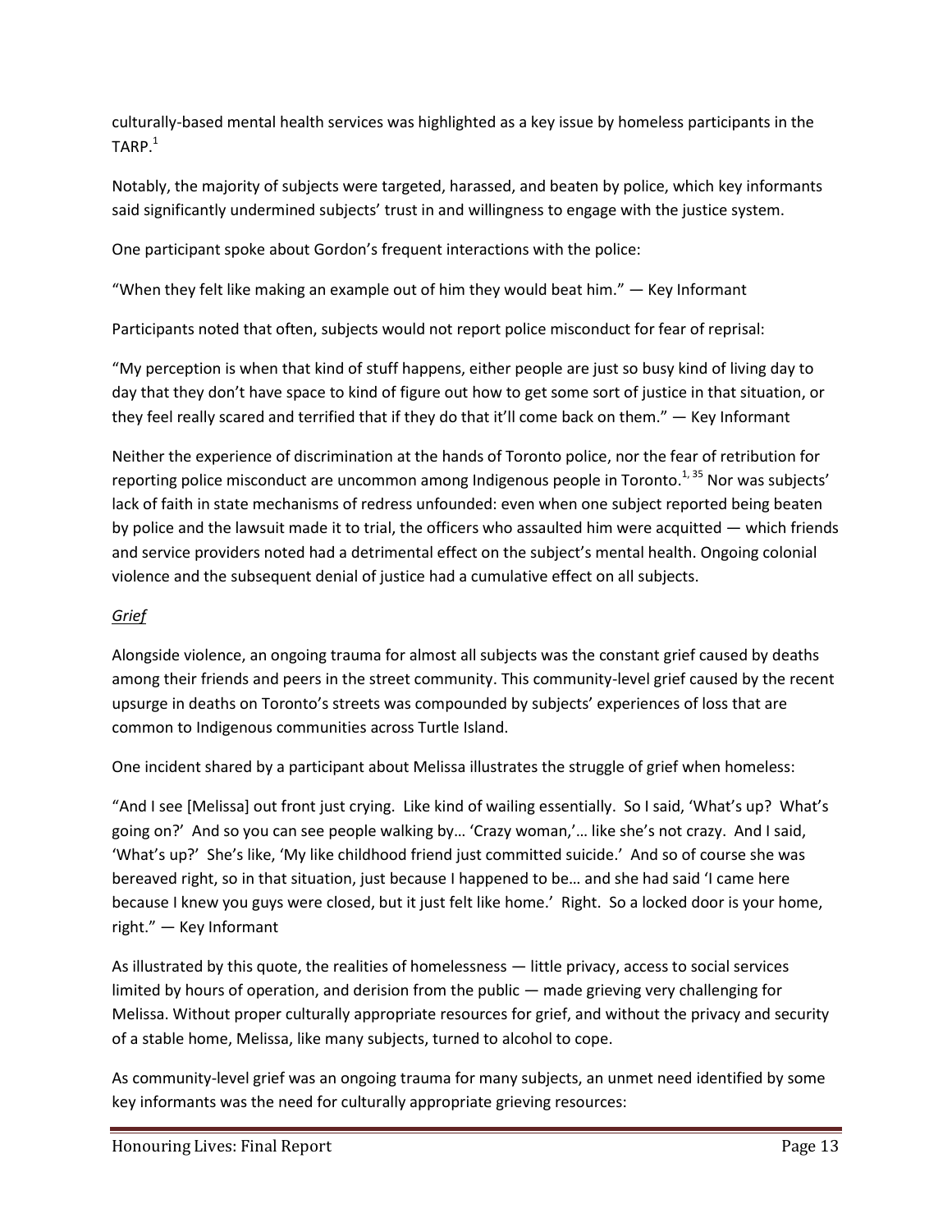culturally-based mental health services was highlighted as a key issue by homeless participants in the TARP.[1]

Notably, the majority of subjects were targeted, harassed, and beaten by police, which key informants said significantly undermined subjects' trust in and willingness to engage with the justice system.

One participant spoke about Gordon's frequent interactions with the police:

"When they felt like making an example out of him they would beat him." — Key Informant

Participants noted that often, subjects would not report police misconduct for fear of reprisal:

"My perception is when that kind of stuff happens, either people are just so busy kind of living day to day that they don't have space to kind of figure out how to get some sort of justice in that situation, or they feel really scared and terrified that if they do that it'll come back on them." — Key Informant

Neither the experience of discrimination at the hands of Toronto police, nor the fear of retribution for reporting police misconduct are uncommon among Indigenous people in Toronto.[1, 35] Nor was subjects' lack of faith in state mechanisms of redress unfounded: even when one subject reported being beaten by police and the lawsuit made it to trial, the officers who assaulted him were acquitted — which friends and service providers noted had a detrimental effect on the subject's mental health. Ongoing colonial violence and the subsequent denial of justice had a cumulative effect on all subjects.

*Grief*

Alongside violence, an ongoing trauma for almost all subjects was the constant grief caused by deaths among their friends and peers in the street community. This community-level grief caused by the recent upsurge in deaths on Toronto's streets was compounded by subjects' experiences of loss that are common to Indigenous communities across Turtle Island.

One incident shared by a participant about Melissa illustrates the struggle of grief when homeless:

"And I see [Melissa] out front just crying. Like kind of wailing essentially. So I said, 'What's up? What's going on?' And so you can see people walking by… 'Crazy woman,'… like she's not crazy. And I said, 'What's up?' She's like, 'My like childhood friend just committed suicide.' And so of course she was bereaved right, so in that situation, just because I happened to be… and she had said 'I came here because I knew you guys were closed, but it just felt like home.' Right. So a locked door is your home, right." — Key Informant

As illustrated by this quote, the realities of homelessness — little privacy, access to social services limited by hours of operation, and derision from the public — made grieving very challenging for Melissa. Without proper culturally appropriate resources for grief, and without the privacy and security of a stable home, Melissa, like many subjects, turned to alcohol to cope.

As community-level grief was an ongoing trauma for many subjects, an unmet need identified by some key informants was the need for culturally appropriate grieving resources: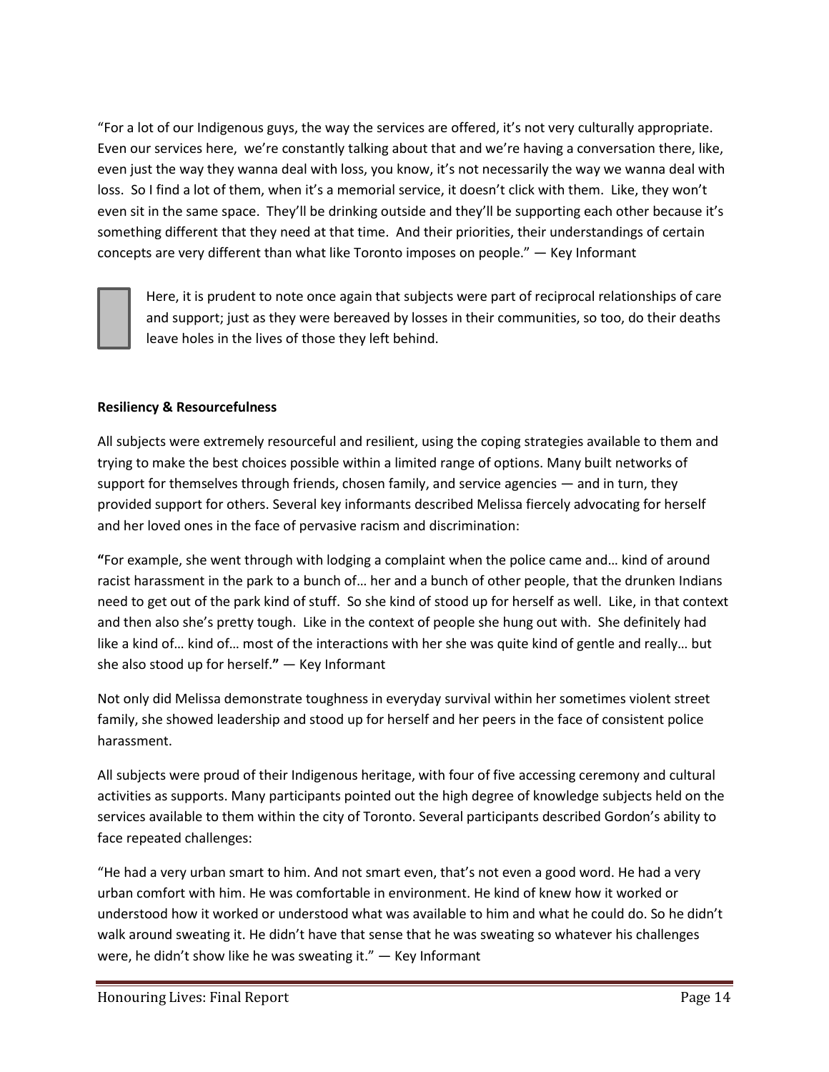"For a lot of our Indigenous guys, the way the services are offered, it's not very culturally appropriate. Even our services here, we're constantly talking about that and we're having a conversation there, like, even just the way they wanna deal with loss, you know, it's not necessarily the way we wanna deal with loss. So I find a lot of them, when it's a memorial service, it doesn't click with them. Like, they won't even sit in the same space. They'll be drinking outside and they'll be supporting each other because it's something different that they need at that time. And their priorities, their understandings of certain concepts are very different than what like Toronto imposes on people." — Key Informant

Here, it is prudent to note once again that subjects were part of reciprocal relationships of care and support; just as they were bereaved by losses in their communities, so too, do their deaths leave holes in the lives of those they left behind.

**Resiliency & Resourcefulness**

All subjects were extremely resourceful and resilient, using the coping strategies available to them and trying to make the best choices possible within a limited range of options. Many built networks of support for themselves through friends, chosen family, and service agencies — and in turn, they provided support for others. Several key informants described Melissa fiercely advocating for herself and her loved ones in the face of pervasive racism and discrimination:

**"**For example, she went through with lodging a complaint when the police came and… kind of around racist harassment in the park to a bunch of… her and a bunch of other people, that the drunken Indians need to get out of the park kind of stuff. So she kind of stood up for herself as well. Like, in that context and then also she's pretty tough. Like in the context of people she hung out with. She definitely had like a kind of… kind of… most of the interactions with her she was quite kind of gentle and really… but she also stood up for herself.**"** — Key Informant

Not only did Melissa demonstrate toughness in everyday survival within her sometimes violent street family, she showed leadership and stood up for herself and her peers in the face of consistent police harassment.

All subjects were proud of their Indigenous heritage, with four of five accessing ceremony and cultural activities as supports. Many participants pointed out the high degree of knowledge subjects held on the services available to them within the city of Toronto. Several participants described Gordon's ability to face repeated challenges:

"He had a very urban smart to him. And not smart even, that's not even a good word. He had a very urban comfort with him. He was comfortable in environment. He kind of knew how it worked or understood how it worked or understood what was available to him and what he could do. So he didn't walk around sweating it. He didn't have that sense that he was sweating so whatever his challenges were, he didn't show like he was sweating it." — Key Informant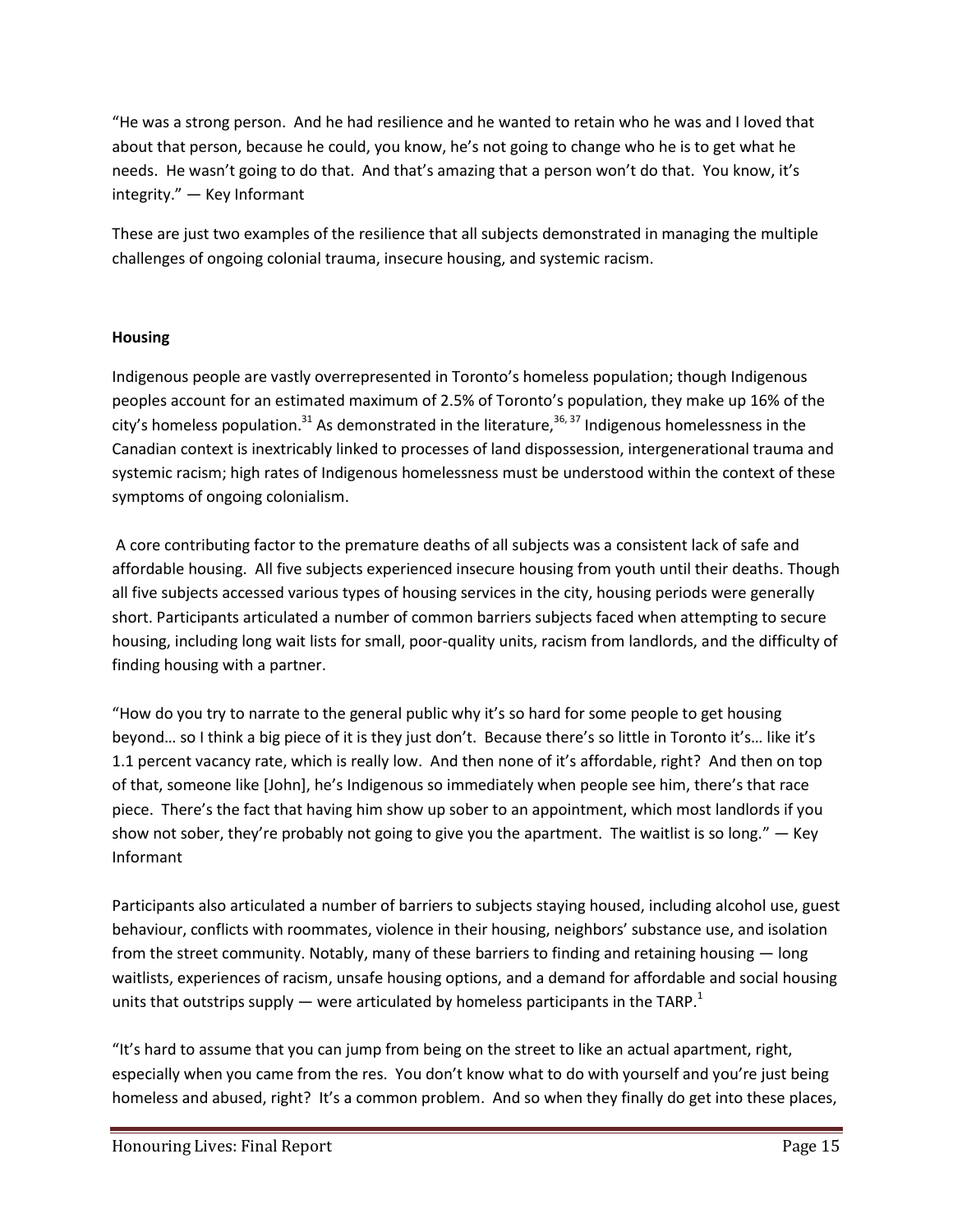"He was a strong person. And he had resilience and he wanted to retain who he was and I loved that about that person, because he could, you know, he's not going to change who he is to get what he needs. He wasn't going to do that. And that's amazing that a person won't do that. You know, it's integrity." — Key Informant

These are just two examples of the resilience that all subjects demonstrated in managing the multiple challenges of ongoing colonial trauma, insecure housing, and systemic racism.

**Housing**

Indigenous people are vastly overrepresented in Toronto's homeless population; though Indigenous peoples account for an estimated maximum of 2.5% of Toronto's population, they make up 16% of the city's homeless population.[31] As demonstrated in the literature,[36, 37] Indigenous homelessness in the Canadian context is inextricably linked to processes of land dispossession, intergenerational trauma and systemic racism; high rates of Indigenous homelessness must be understood within the context of these symptoms of ongoing colonialism.

A core contributing factor to the premature deaths of all subjects was a consistent lack of safe and affordable housing. All five subjects experienced insecure housing from youth until their deaths. Though all five subjects accessed various types of housing services in the city, housing periods were generally short. Participants articulated a number of common barriers subjects faced when attempting to secure housing, including long wait lists for small, poor-quality units, racism from landlords, and the difficulty of finding housing with a partner.

"How do you try to narrate to the general public why it's so hard for some people to get housing beyond… so I think a big piece of it is they just don't. Because there's so little in Toronto it's… like it's 1.1 percent vacancy rate, which is really low. And then none of it's affordable, right? And then on top of that, someone like [John], he's Indigenous so immediately when people see him, there's that race piece. There's the fact that having him show up sober to an appointment, which most landlords if you show not sober, they're probably not going to give you the apartment. The waitlist is so long." — Key Informant

Participants also articulated a number of barriers to subjects staying housed, including alcohol use, guest behaviour, conflicts with roommates, violence in their housing, neighbors' substance use, and isolation from the street community. Notably, many of these barriers to finding and retaining housing — long waitlists, experiences of racism, unsafe housing options, and a demand for affordable and social housing units that outstrips supply — were articulated by homeless participants in the TARP.[1]

"It's hard to assume that you can jump from being on the street to like an actual apartment, right, especially when you came from the res. You don't know what to do with yourself and you're just being homeless and abused, right? It's a common problem. And so when they finally do get into these places,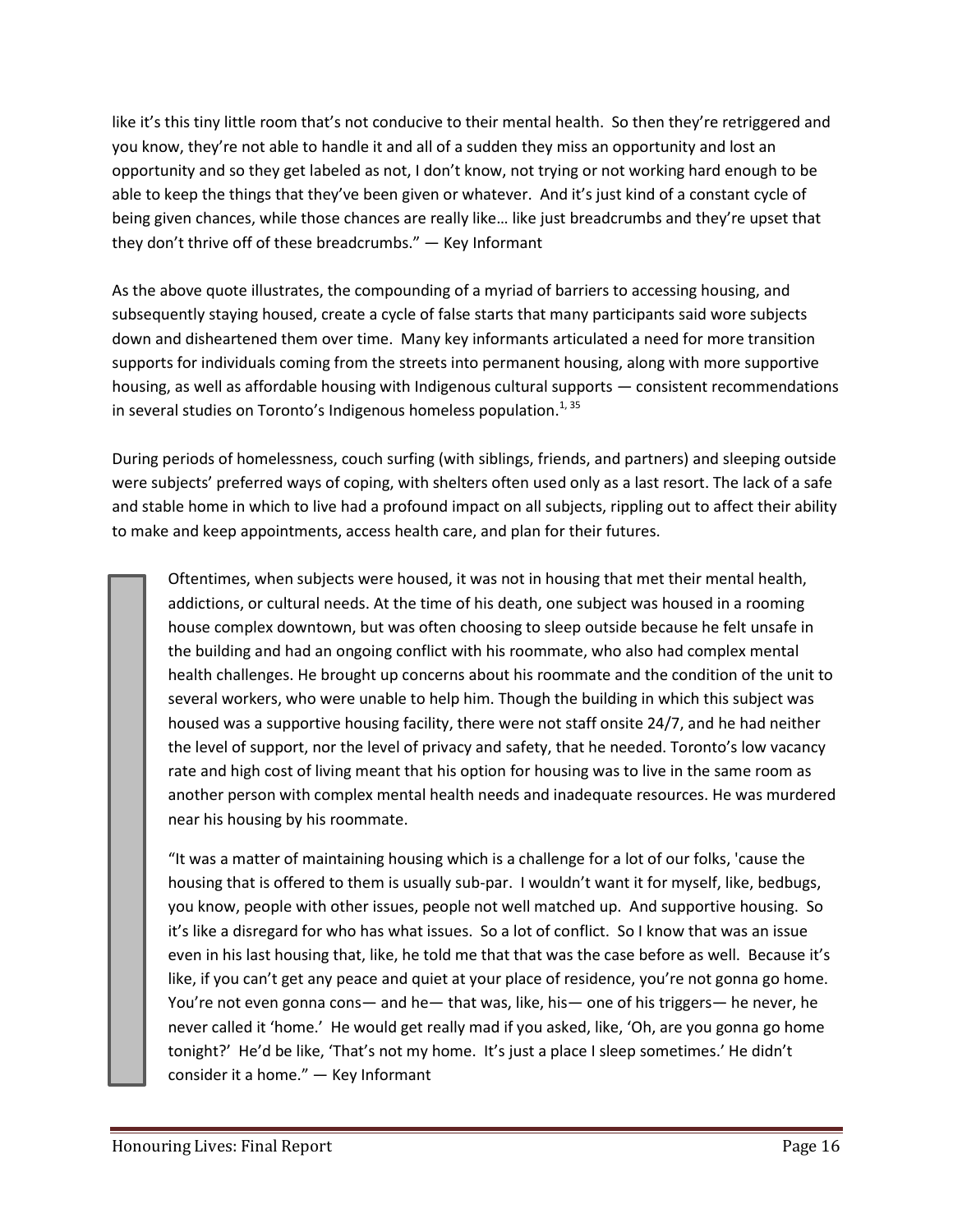like it's this tiny little room that's not conducive to their mental health. So then they're retriggered and you know, they're not able to handle it and all of a sudden they miss an opportunity and lost an opportunity and so they get labeled as not, I don't know, not trying or not working hard enough to be able to keep the things that they've been given or whatever. And it's just kind of a constant cycle of being given chances, while those chances are really like… like just breadcrumbs and they're upset that they don't thrive off of these breadcrumbs." — Key Informant

As the above quote illustrates, the compounding of a myriad of barriers to accessing housing, and subsequently staying housed, create a cycle of false starts that many participants said wore subjects down and disheartened them over time. Many key informants articulated a need for more transition supports for individuals coming from the streets into permanent housing, along with more supportive housing, as well as affordable housing with Indigenous cultural supports — consistent recommendations in several studies on Toronto's Indigenous homeless population.[1, 35]

During periods of homelessness, couch surfing (with siblings, friends, and partners) and sleeping outside were subjects' preferred ways of coping, with shelters often used only as a last resort. The lack of a safe and stable home in which to live had a profound impact on all subjects, rippling out to affect their ability to make and keep appointments, access health care, and plan for their futures.

> Oftentimes, when subjects were housed, it was not in housing that met their mental health, addictions, or cultural needs. At the time of his death, one subject was housed in a rooming house complex downtown, but was often choosing to sleep outside because he felt unsafe in the building and had an ongoing conflict with his roommate, who also had complex mental health challenges. He brought up concerns about his roommate and the condition of the unit to several workers, who were unable to help him. Though the building in which this subject was housed was a supportive housing facility, there were not staff onsite 24/7, and he had neither the level of support, nor the level of privacy and safety, that he needed. Toronto's low vacancy rate and high cost of living meant that his option for housing was to live in the same room as another person with complex mental health needs and inadequate resources. He was murdered near his housing by his roommate.
>
> "It was a matter of maintaining housing which is a challenge for a lot of our folks, 'cause the housing that is offered to them is usually sub-par. I wouldn't want it for myself, like, bedbugs, you know, people with other issues, people not well matched up. And supportive housing. So it's like a disregard for who has what issues. So a lot of conflict. So I know that was an issue even in his last housing that, like, he told me that that was the case before as well. Because it's like, if you can't get any peace and quiet at your place of residence, you're not gonna go home. You're not even gonna cons— and he— that was, like, his— one of his triggers— he never, he never called it 'home.' He would get really mad if you asked, like, 'Oh, are you gonna go home tonight?' He'd be like, 'That's not my home. It's just a place I sleep sometimes.' He didn't consider it a home." — Key Informant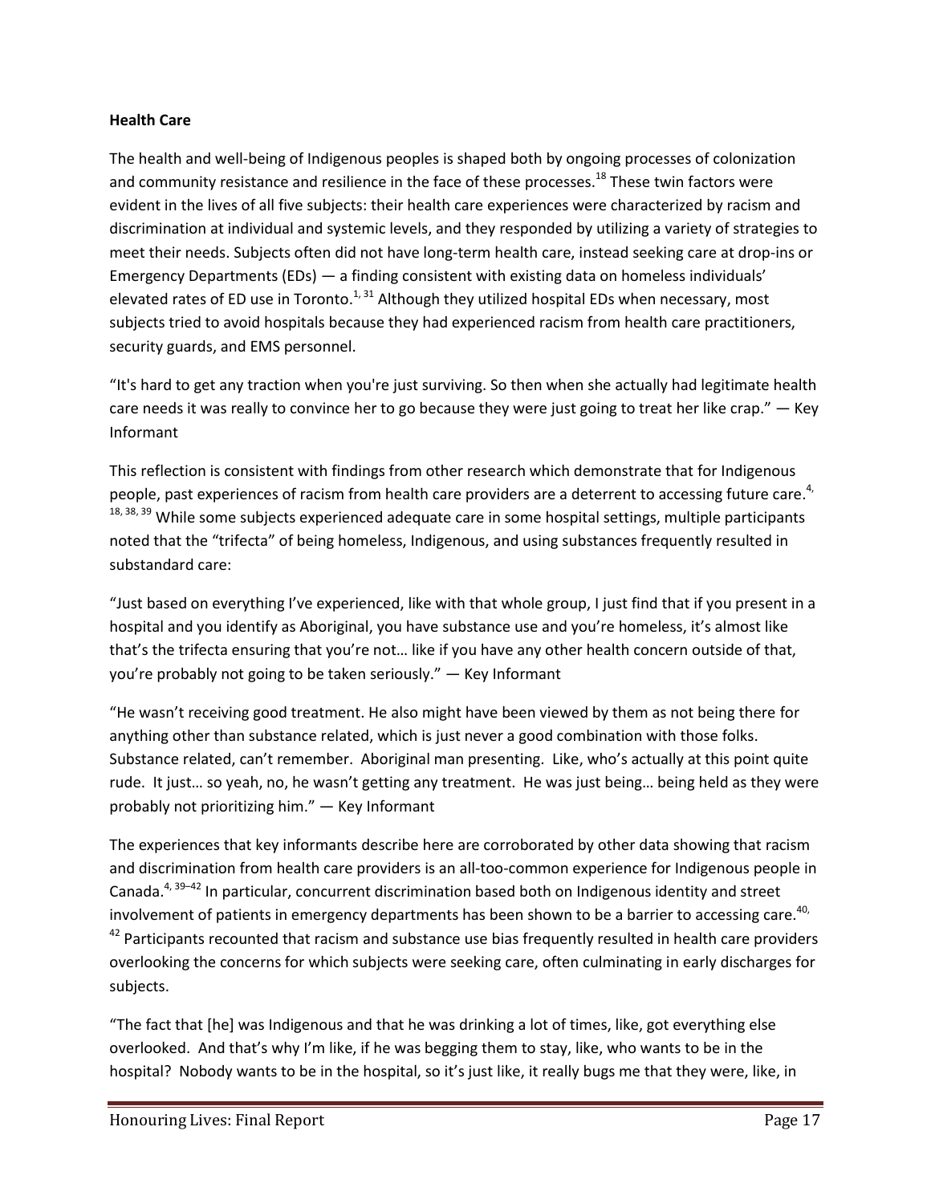**Health Care**

The health and well-being of Indigenous peoples is shaped both by ongoing processes of colonization and community resistance and resilience in the face of these processes.[18] These twin factors were evident in the lives of all five subjects: their health care experiences were characterized by racism and discrimination at individual and systemic levels, and they responded by utilizing a variety of strategies to meet their needs. Subjects often did not have long-term health care, instead seeking care at drop-ins or Emergency Departments (EDs) — a finding consistent with existing data on homeless individuals' elevated rates of ED use in Toronto.[1, 31] Although they utilized hospital EDs when necessary, most subjects tried to avoid hospitals because they had experienced racism from health care practitioners, security guards, and EMS personnel.

"It's hard to get any traction when you're just surviving. So then when she actually had legitimate health care needs it was really to convince her to go because they were just going to treat her like crap." — Key Informant

This reflection is consistent with findings from other research which demonstrate that for Indigenous people, past experiences of racism from health care providers are a deterrent to accessing future care.[4, 18, 38, 39] While some subjects experienced adequate care in some hospital settings, multiple participants noted that the "trifecta" of being homeless, Indigenous, and using substances frequently resulted in substandard care:

"Just based on everything I've experienced, like with that whole group, I just find that if you present in a hospital and you identify as Aboriginal, you have substance use and you're homeless, it's almost like that's the trifecta ensuring that you're not… like if you have any other health concern outside of that, you're probably not going to be taken seriously." — Key Informant

"He wasn't receiving good treatment. He also might have been viewed by them as not being there for anything other than substance related, which is just never a good combination with those folks. Substance related, can't remember. Aboriginal man presenting. Like, who's actually at this point quite rude. It just… so yeah, no, he wasn't getting any treatment. He was just being… being held as they were probably not prioritizing him." — Key Informant

The experiences that key informants describe here are corroborated by other data showing that racism and discrimination from health care providers is an all-too-common experience for Indigenous people in Canada.[4, 39–42] In particular, concurrent discrimination based both on Indigenous identity and street involvement of patients in emergency departments has been shown to be a barrier to accessing care.[40, 42] Participants recounted that racism and substance use bias frequently resulted in health care providers overlooking the concerns for which subjects were seeking care, often culminating in early discharges for subjects.

"The fact that [he] was Indigenous and that he was drinking a lot of times, like, got everything else overlooked. And that's why I'm like, if he was begging them to stay, like, who wants to be in the hospital? Nobody wants to be in the hospital, so it's just like, it really bugs me that they were, like, in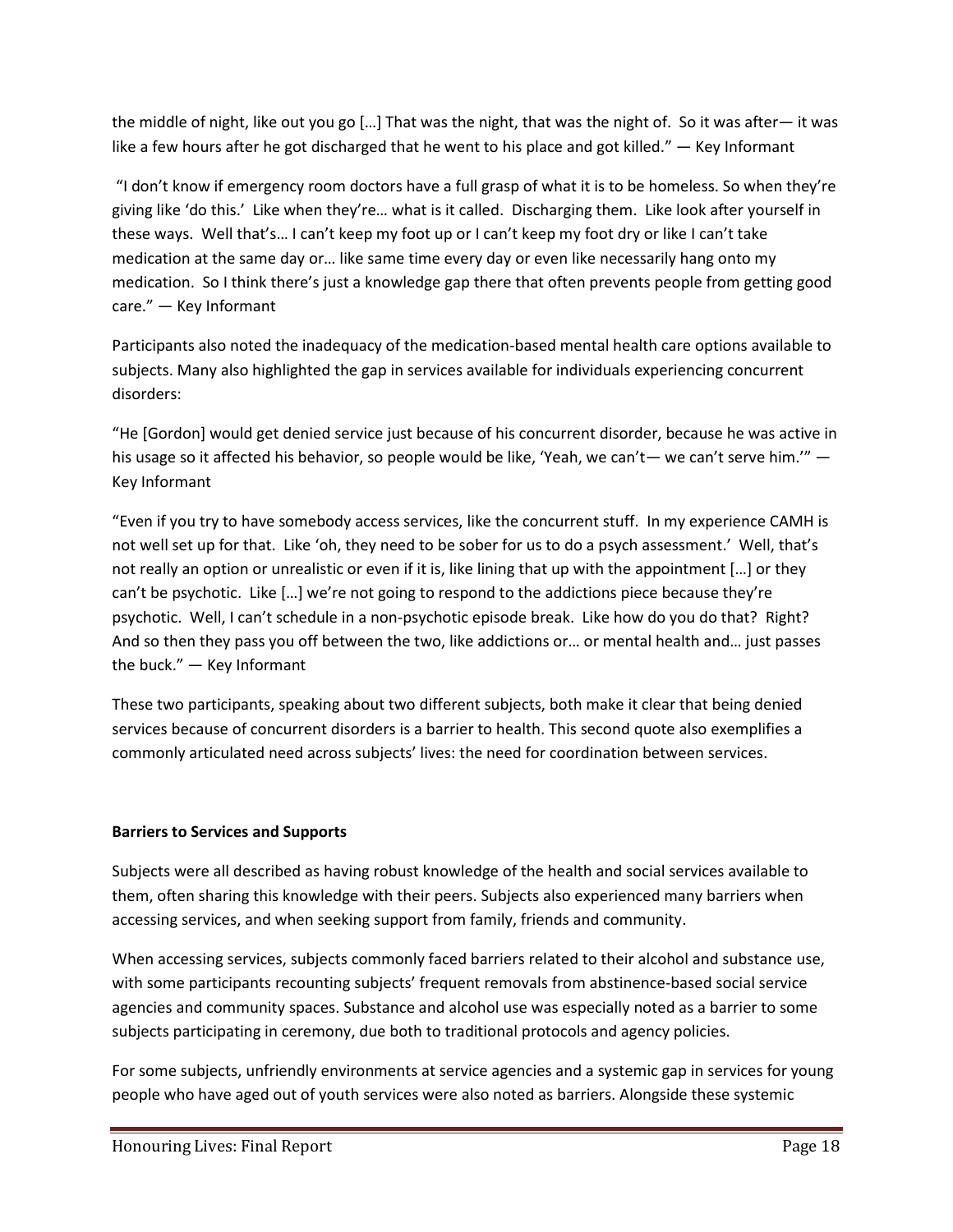the middle of night, like out you go […] That was the night, that was the night of. So it was after— it was like a few hours after he got discharged that he went to his place and got killed." — Key Informant

"I don't know if emergency room doctors have a full grasp of what it is to be homeless. So when they're giving like 'do this.' Like when they're… what is it called. Discharging them. Like look after yourself in these ways. Well that's… I can't keep my foot up or I can't keep my foot dry or like I can't take medication at the same day or… like same time every day or even like necessarily hang onto my medication. So I think there's just a knowledge gap there that often prevents people from getting good care." — Key Informant

Participants also noted the inadequacy of the medication-based mental health care options available to subjects. Many also highlighted the gap in services available for individuals experiencing concurrent disorders:

"He [Gordon] would get denied service just because of his concurrent disorder, because he was active in his usage so it affected his behavior, so people would be like, 'Yeah, we can't— we can't serve him.'" — Key Informant

"Even if you try to have somebody access services, like the concurrent stuff. In my experience CAMH is not well set up for that. Like 'oh, they need to be sober for us to do a psych assessment.' Well, that's not really an option or unrealistic or even if it is, like lining that up with the appointment […] or they can't be psychotic. Like […] we're not going to respond to the addictions piece because they're psychotic. Well, I can't schedule in a non-psychotic episode break. Like how do you do that? Right? And so then they pass you off between the two, like addictions or… or mental health and… just passes the buck." — Key Informant

These two participants, speaking about two different subjects, both make it clear that being denied services because of concurrent disorders is a barrier to health. This second quote also exemplifies a commonly articulated need across subjects' lives: the need for coordination between services.

**Barriers to Services and Supports**

Subjects were all described as having robust knowledge of the health and social services available to them, often sharing this knowledge with their peers. Subjects also experienced many barriers when accessing services, and when seeking support from family, friends and community.

When accessing services, subjects commonly faced barriers related to their alcohol and substance use, with some participants recounting subjects' frequent removals from abstinence-based social service agencies and community spaces. Substance and alcohol use was especially noted as a barrier to some subjects participating in ceremony, due both to traditional protocols and agency policies.

For some subjects, unfriendly environments at service agencies and a systemic gap in services for young people who have aged out of youth services were also noted as barriers. Alongside these systemic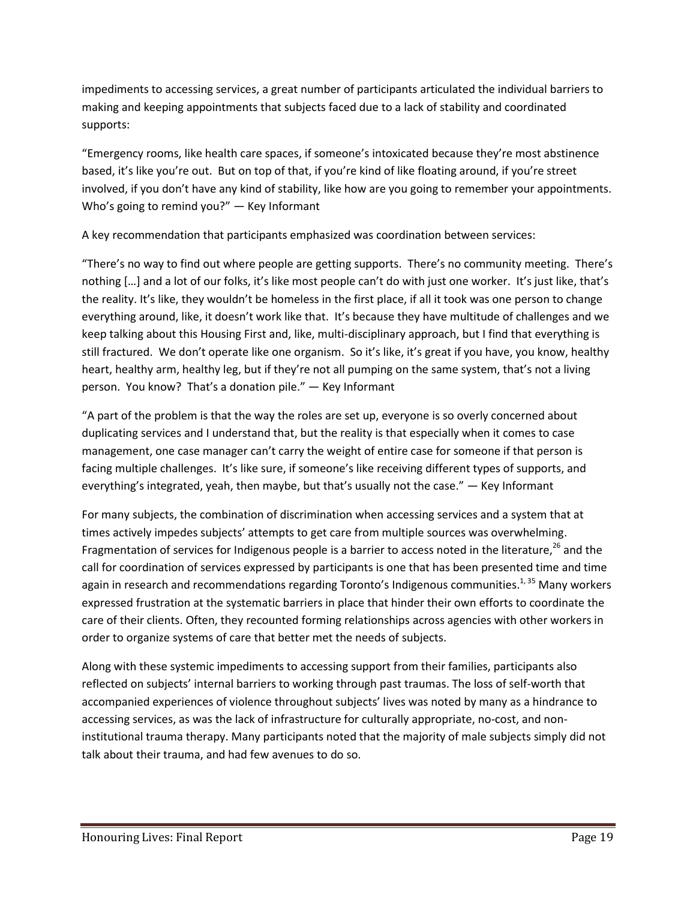impediments to accessing services, a great number of participants articulated the individual barriers to making and keeping appointments that subjects faced due to a lack of stability and coordinated supports:

"Emergency rooms, like health care spaces, if someone's intoxicated because they're most abstinence based, it's like you're out. But on top of that, if you're kind of like floating around, if you're street involved, if you don't have any kind of stability, like how are you going to remember your appointments. Who's going to remind you?" — Key Informant

A key recommendation that participants emphasized was coordination between services:

"There's no way to find out where people are getting supports. There's no community meeting. There's nothing […] and a lot of our folks, it's like most people can't do with just one worker. It's just like, that's the reality. It's like, they wouldn't be homeless in the first place, if all it took was one person to change everything around, like, it doesn't work like that. It's because they have multitude of challenges and we keep talking about this Housing First and, like, multi-disciplinary approach, but I find that everything is still fractured. We don't operate like one organism. So it's like, it's great if you have, you know, healthy heart, healthy arm, healthy leg, but if they're not all pumping on the same system, that's not a living person. You know? That's a donation pile." — Key Informant

"A part of the problem is that the way the roles are set up, everyone is so overly concerned about duplicating services and I understand that, but the reality is that especially when it comes to case management, one case manager can't carry the weight of entire case for someone if that person is facing multiple challenges. It's like sure, if someone's like receiving different types of supports, and everything's integrated, yeah, then maybe, but that's usually not the case." — Key Informant

For many subjects, the combination of discrimination when accessing services and a system that at times actively impedes subjects' attempts to get care from multiple sources was overwhelming. Fragmentation of services for Indigenous people is a barrier to access noted in the literature,[26] and the call for coordination of services expressed by participants is one that has been presented time and time again in research and recommendations regarding Toronto's Indigenous communities.[1, 35] Many workers expressed frustration at the systematic barriers in place that hinder their own efforts to coordinate the care of their clients. Often, they recounted forming relationships across agencies with other workers in order to organize systems of care that better met the needs of subjects.

Along with these systemic impediments to accessing support from their families, participants also reflected on subjects' internal barriers to working through past traumas. The loss of self-worth that accompanied experiences of violence throughout subjects' lives was noted by many as a hindrance to accessing services, as was the lack of infrastructure for culturally appropriate, no-cost, and non-institutional trauma therapy. Many participants noted that the majority of male subjects simply did not talk about their trauma, and had few avenues to do so.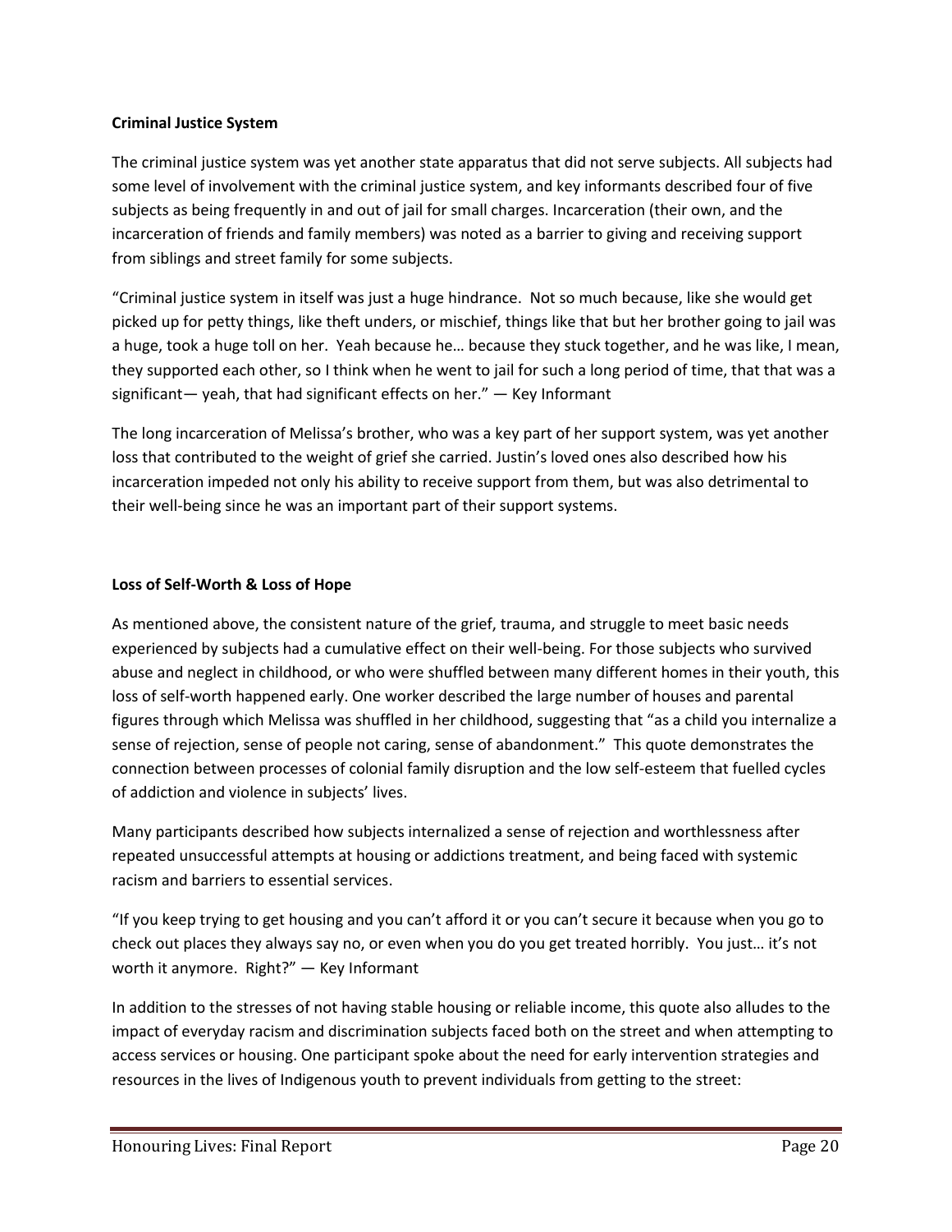**Criminal Justice System**

The criminal justice system was yet another state apparatus that did not serve subjects. All subjects had some level of involvement with the criminal justice system, and key informants described four of five subjects as being frequently in and out of jail for small charges. Incarceration (their own, and the incarceration of friends and family members) was noted as a barrier to giving and receiving support from siblings and street family for some subjects.

"Criminal justice system in itself was just a huge hindrance. Not so much because, like she would get picked up for petty things, like theft unders, or mischief, things like that but her brother going to jail was a huge, took a huge toll on her. Yeah because he… because they stuck together, and he was like, I mean, they supported each other, so I think when he went to jail for such a long period of time, that that was a significant— yeah, that had significant effects on her." — Key Informant

The long incarceration of Melissa's brother, who was a key part of her support system, was yet another loss that contributed to the weight of grief she carried. Justin's loved ones also described how his incarceration impeded not only his ability to receive support from them, but was also detrimental to their well-being since he was an important part of their support systems.

**Loss of Self-Worth & Loss of Hope**

As mentioned above, the consistent nature of the grief, trauma, and struggle to meet basic needs experienced by subjects had a cumulative effect on their well-being. For those subjects who survived abuse and neglect in childhood, or who were shuffled between many different homes in their youth, this loss of self-worth happened early. One worker described the large number of houses and parental figures through which Melissa was shuffled in her childhood, suggesting that "as a child you internalize a sense of rejection, sense of people not caring, sense of abandonment." This quote demonstrates the connection between processes of colonial family disruption and the low self-esteem that fuelled cycles of addiction and violence in subjects' lives.

Many participants described how subjects internalized a sense of rejection and worthlessness after repeated unsuccessful attempts at housing or addictions treatment, and being faced with systemic racism and barriers to essential services.

"If you keep trying to get housing and you can't afford it or you can't secure it because when you go to check out places they always say no, or even when you do you get treated horribly. You just… it's not worth it anymore. Right?" — Key Informant

In addition to the stresses of not having stable housing or reliable income, this quote also alludes to the impact of everyday racism and discrimination subjects faced both on the street and when attempting to access services or housing. One participant spoke about the need for early intervention strategies and resources in the lives of Indigenous youth to prevent individuals from getting to the street: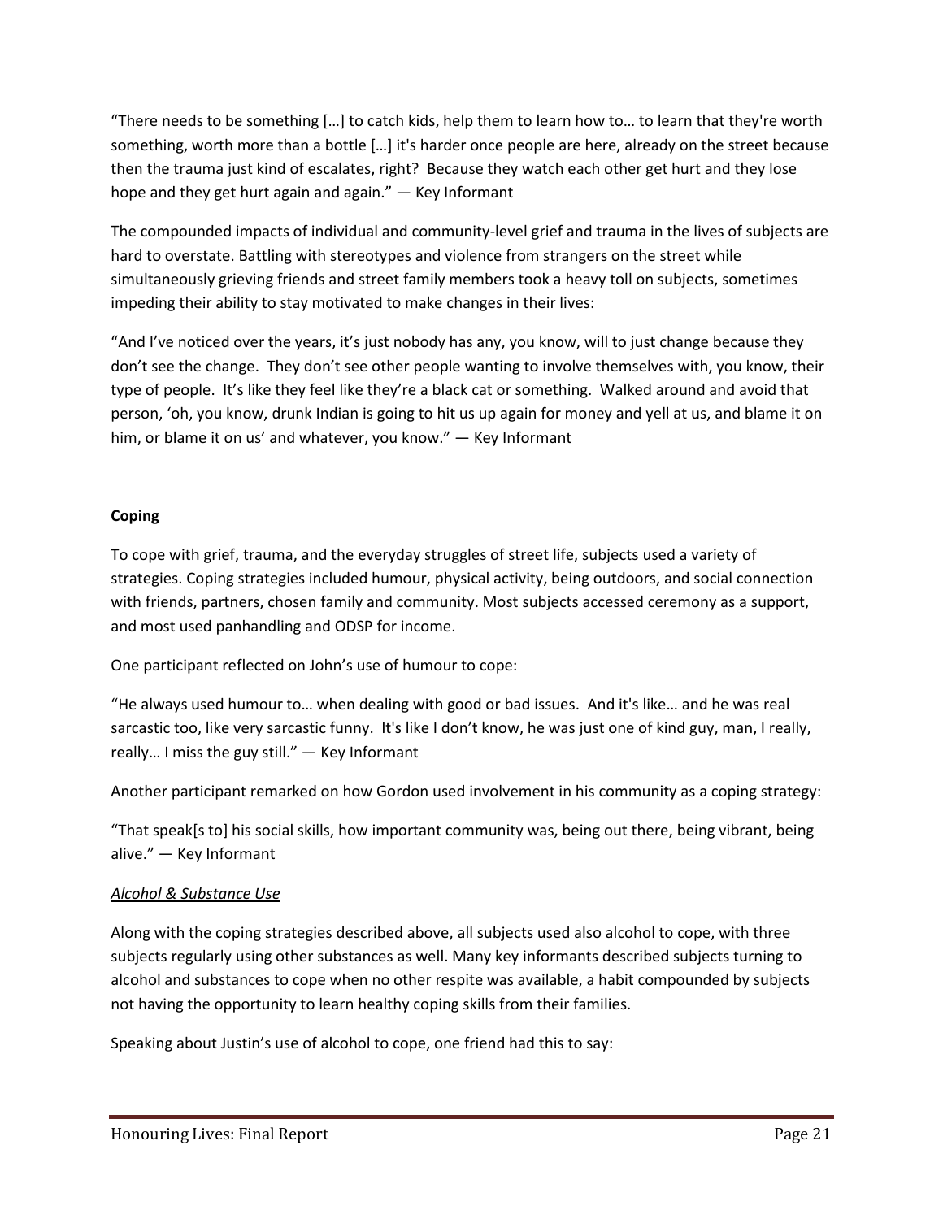"There needs to be something […] to catch kids, help them to learn how to… to learn that they're worth something, worth more than a bottle […] it's harder once people are here, already on the street because then the trauma just kind of escalates, right? Because they watch each other get hurt and they lose hope and they get hurt again and again." — Key Informant

The compounded impacts of individual and community-level grief and trauma in the lives of subjects are hard to overstate. Battling with stereotypes and violence from strangers on the street while simultaneously grieving friends and street family members took a heavy toll on subjects, sometimes impeding their ability to stay motivated to make changes in their lives:

"And I've noticed over the years, it's just nobody has any, you know, will to just change because they don't see the change. They don't see other people wanting to involve themselves with, you know, their type of people. It's like they feel like they're a black cat or something. Walked around and avoid that person, 'oh, you know, drunk Indian is going to hit us up again for money and yell at us, and blame it on him, or blame it on us' and whatever, you know." — Key Informant

**Coping**

To cope with grief, trauma, and the everyday struggles of street life, subjects used a variety of strategies. Coping strategies included humour, physical activity, being outdoors, and social connection with friends, partners, chosen family and community. Most subjects accessed ceremony as a support, and most used panhandling and ODSP for income.

One participant reflected on John's use of humour to cope:

"He always used humour to… when dealing with good or bad issues. And it's like… and he was real sarcastic too, like very sarcastic funny. It's like I don't know, he was just one of kind guy, man, I really, really… I miss the guy still." — Key Informant

Another participant remarked on how Gordon used involvement in his community as a coping strategy:

"That speak[s to] his social skills, how important community was, being out there, being vibrant, being alive." — Key Informant

*Alcohol & Substance Use*

Along with the coping strategies described above, all subjects used also alcohol to cope, with three subjects regularly using other substances as well. Many key informants described subjects turning to alcohol and substances to cope when no other respite was available, a habit compounded by subjects not having the opportunity to learn healthy coping skills from their families.

Speaking about Justin's use of alcohol to cope, one friend had this to say: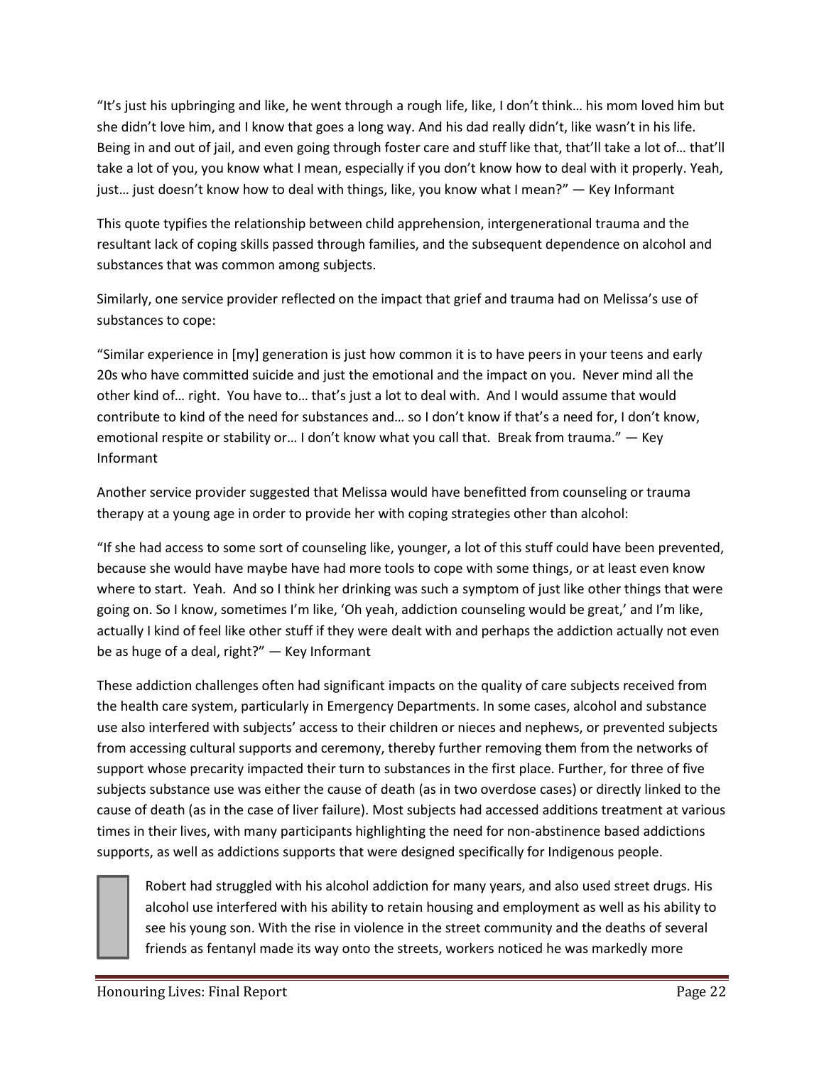"It's just his upbringing and like, he went through a rough life, like, I don't think… his mom loved him but she didn't love him, and I know that goes a long way. And his dad really didn't, like wasn't in his life. Being in and out of jail, and even going through foster care and stuff like that, that'll take a lot of… that'll take a lot of you, you know what I mean, especially if you don't know how to deal with it properly. Yeah, just… just doesn't know how to deal with things, like, you know what I mean?" — Key Informant

This quote typifies the relationship between child apprehension, intergenerational trauma and the resultant lack of coping skills passed through families, and the subsequent dependence on alcohol and substances that was common among subjects.

Similarly, one service provider reflected on the impact that grief and trauma had on Melissa's use of substances to cope:

"Similar experience in [my] generation is just how common it is to have peers in your teens and early 20s who have committed suicide and just the emotional and the impact on you. Never mind all the other kind of… right. You have to… that's just a lot to deal with. And I would assume that would contribute to kind of the need for substances and… so I don't know if that's a need for, I don't know, emotional respite or stability or… I don't know what you call that. Break from trauma." — Key Informant

Another service provider suggested that Melissa would have benefitted from counseling or trauma therapy at a young age in order to provide her with coping strategies other than alcohol:

"If she had access to some sort of counseling like, younger, a lot of this stuff could have been prevented, because she would have maybe have had more tools to cope with some things, or at least even know where to start. Yeah. And so I think her drinking was such a symptom of just like other things that were going on. So I know, sometimes I'm like, 'Oh yeah, addiction counseling would be great,' and I'm like, actually I kind of feel like other stuff if they were dealt with and perhaps the addiction actually not even be as huge of a deal, right?" — Key Informant

These addiction challenges often had significant impacts on the quality of care subjects received from the health care system, particularly in Emergency Departments. In some cases, alcohol and substance use also interfered with subjects' access to their children or nieces and nephews, or prevented subjects from accessing cultural supports and ceremony, thereby further removing them from the networks of support whose precarity impacted their turn to substances in the first place. Further, for three of five subjects substance use was either the cause of death (as in two overdose cases) or directly linked to the cause of death (as in the case of liver failure). Most subjects had accessed additions treatment at various times in their lives, with many participants highlighting the need for non-abstinence based addictions supports, as well as addictions supports that were designed specifically for Indigenous people.

> Robert had struggled with his alcohol addiction for many years, and also used street drugs. His alcohol use interfered with his ability to retain housing and employment as well as his ability to see his young son. With the rise in violence in the street community and the deaths of several friends as fentanyl made its way onto the streets, workers noticed he was markedly more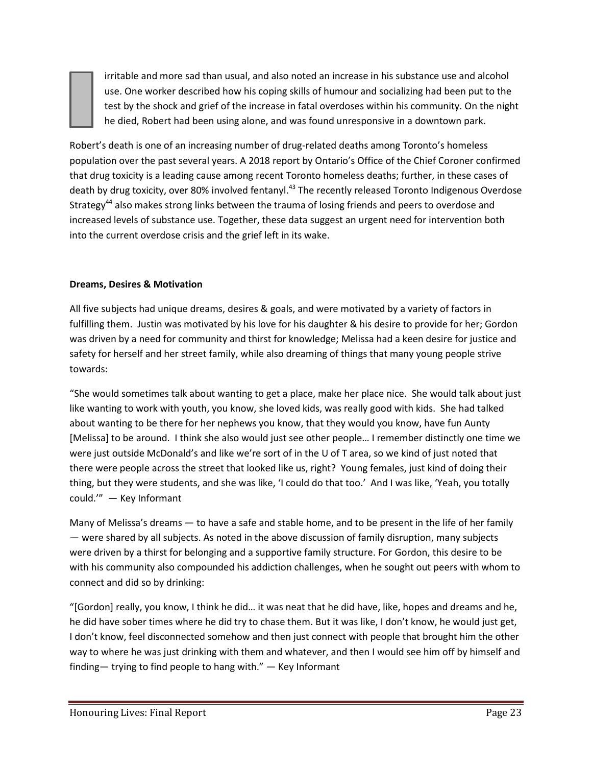irritable and more sad than usual, and also noted an increase in his substance use and alcohol use. One worker described how his coping skills of humour and socializing had been put to the test by the shock and grief of the increase in fatal overdoses within his community. On the night he died, Robert had been using alone, and was found unresponsive in a downtown park.

Robert's death is one of an increasing number of drug-related deaths among Toronto's homeless population over the past several years. A 2018 report by Ontario's Office of the Chief Coroner confirmed that drug toxicity is a leading cause among recent Toronto homeless deaths; further, in these cases of death by drug toxicity, over 80% involved fentanyl.[43] The recently released Toronto Indigenous Overdose Strategy[44] also makes strong links between the trauma of losing friends and peers to overdose and increased levels of substance use. Together, these data suggest an urgent need for intervention both into the current overdose crisis and the grief left in its wake.

**Dreams, Desires & Motivation**

All five subjects had unique dreams, desires & goals, and were motivated by a variety of factors in fulfilling them. Justin was motivated by his love for his daughter & his desire to provide for her; Gordon was driven by a need for community and thirst for knowledge; Melissa had a keen desire for justice and safety for herself and her street family, while also dreaming of things that many young people strive towards:

"She would sometimes talk about wanting to get a place, make her place nice. She would talk about just like wanting to work with youth, you know, she loved kids, was really good with kids. She had talked about wanting to be there for her nephews you know, that they would you know, have fun Aunty [Melissa] to be around. I think she also would just see other people… I remember distinctly one time we were just outside McDonald's and like we're sort of in the U of T area, so we kind of just noted that there were people across the street that looked like us, right? Young females, just kind of doing their thing, but they were students, and she was like, 'I could do that too.' And I was like, 'Yeah, you totally could.'" — Key Informant

Many of Melissa's dreams — to have a safe and stable home, and to be present in the life of her family — were shared by all subjects. As noted in the above discussion of family disruption, many subjects were driven by a thirst for belonging and a supportive family structure. For Gordon, this desire to be with his community also compounded his addiction challenges, when he sought out peers with whom to connect and did so by drinking:

"[Gordon] really, you know, I think he did… it was neat that he did have, like, hopes and dreams and he, he did have sober times where he did try to chase them. But it was like, I don't know, he would just get, I don't know, feel disconnected somehow and then just connect with people that brought him the other way to where he was just drinking with them and whatever, and then I would see him off by himself and finding— trying to find people to hang with." — Key Informant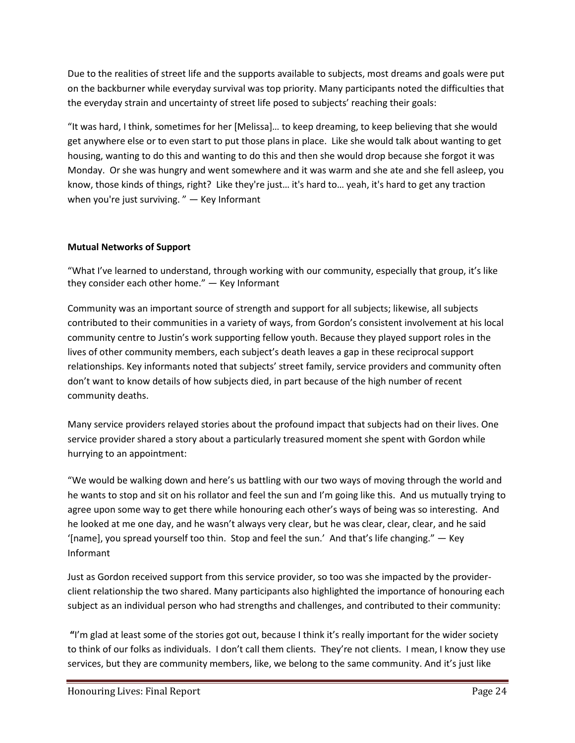Due to the realities of street life and the supports available to subjects, most dreams and goals were put on the backburner while everyday survival was top priority. Many participants noted the difficulties that the everyday strain and uncertainty of street life posed to subjects' reaching their goals:

"It was hard, I think, sometimes for her [Melissa]… to keep dreaming, to keep believing that she would get anywhere else or to even start to put those plans in place. Like she would talk about wanting to get housing, wanting to do this and wanting to do this and then she would drop because she forgot it was Monday. Or she was hungry and went somewhere and it was warm and she ate and she fell asleep, you know, those kinds of things, right? Like they're just… it's hard to… yeah, it's hard to get any traction when you're just surviving. " — Key Informant

**Mutual Networks of Support**

"What I've learned to understand, through working with our community, especially that group, it's like they consider each other home." — Key Informant

Community was an important source of strength and support for all subjects; likewise, all subjects contributed to their communities in a variety of ways, from Gordon's consistent involvement at his local community centre to Justin's work supporting fellow youth. Because they played support roles in the lives of other community members, each subject's death leaves a gap in these reciprocal support relationships. Key informants noted that subjects' street family, service providers and community often don't want to know details of how subjects died, in part because of the high number of recent community deaths.

Many service providers relayed stories about the profound impact that subjects had on their lives. One service provider shared a story about a particularly treasured moment she spent with Gordon while hurrying to an appointment:

"We would be walking down and here's us battling with our two ways of moving through the world and he wants to stop and sit on his rollator and feel the sun and I'm going like this. And us mutually trying to agree upon some way to get there while honouring each other's ways of being was so interesting. And he looked at me one day, and he wasn't always very clear, but he was clear, clear, clear, and he said '[name], you spread yourself too thin. Stop and feel the sun.' And that's life changing." — Key Informant

Just as Gordon received support from this service provider, so too was she impacted by the provider-client relationship the two shared. Many participants also highlighted the importance of honouring each subject as an individual person who had strengths and challenges, and contributed to their community:

"I'm glad at least some of the stories got out, because I think it's really important for the wider society to think of our folks as individuals. I don't call them clients. They're not clients. I mean, I know they use services, but they are community members, like, we belong to the same community. And it's just like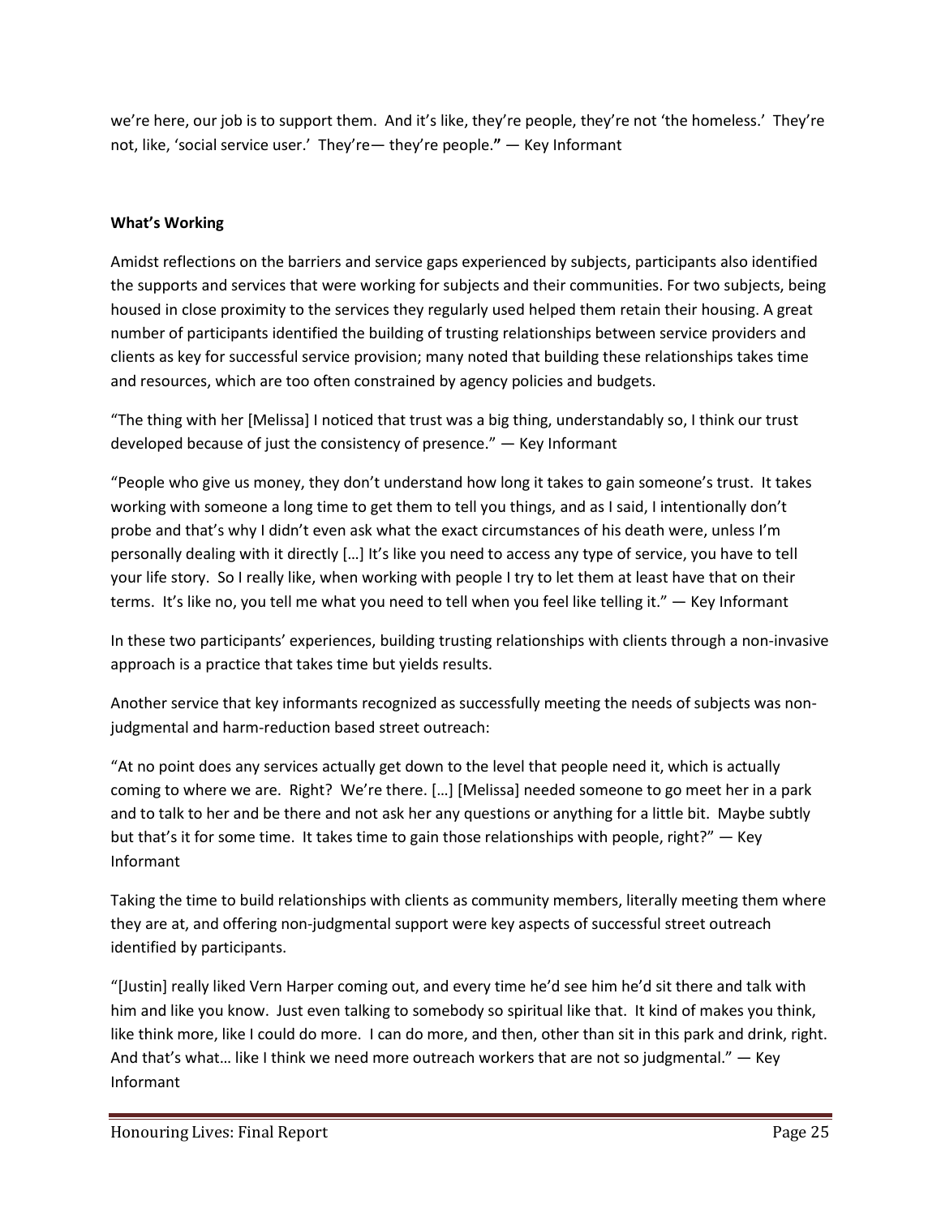we're here, our job is to support them. And it's like, they're people, they're not 'the homeless.' They're not, like, 'social service user.' They're— they're people." — Key Informant

**What's Working**

Amidst reflections on the barriers and service gaps experienced by subjects, participants also identified the supports and services that were working for subjects and their communities. For two subjects, being housed in close proximity to the services they regularly used helped them retain their housing. A great number of participants identified the building of trusting relationships between service providers and clients as key for successful service provision; many noted that building these relationships takes time and resources, which are too often constrained by agency policies and budgets.

"The thing with her [Melissa] I noticed that trust was a big thing, understandably so, I think our trust developed because of just the consistency of presence." — Key Informant

"People who give us money, they don't understand how long it takes to gain someone's trust. It takes working with someone a long time to get them to tell you things, and as I said, I intentionally don't probe and that's why I didn't even ask what the exact circumstances of his death were, unless I'm personally dealing with it directly […] It's like you need to access any type of service, you have to tell your life story. So I really like, when working with people I try to let them at least have that on their terms. It's like no, you tell me what you need to tell when you feel like telling it." — Key Informant

In these two participants' experiences, building trusting relationships with clients through a non-invasive approach is a practice that takes time but yields results.

Another service that key informants recognized as successfully meeting the needs of subjects was non-judgmental and harm-reduction based street outreach:

"At no point does any services actually get down to the level that people need it, which is actually coming to where we are. Right? We're there. […] [Melissa] needed someone to go meet her in a park and to talk to her and be there and not ask her any questions or anything for a little bit. Maybe subtly but that's it for some time. It takes time to gain those relationships with people, right?" — Key Informant

Taking the time to build relationships with clients as community members, literally meeting them where they are at, and offering non-judgmental support were key aspects of successful street outreach identified by participants.

"[Justin] really liked Vern Harper coming out, and every time he'd see him he'd sit there and talk with him and like you know. Just even talking to somebody so spiritual like that. It kind of makes you think, like think more, like I could do more. I can do more, and then, other than sit in this park and drink, right. And that's what… like I think we need more outreach workers that are not so judgmental." — Key Informant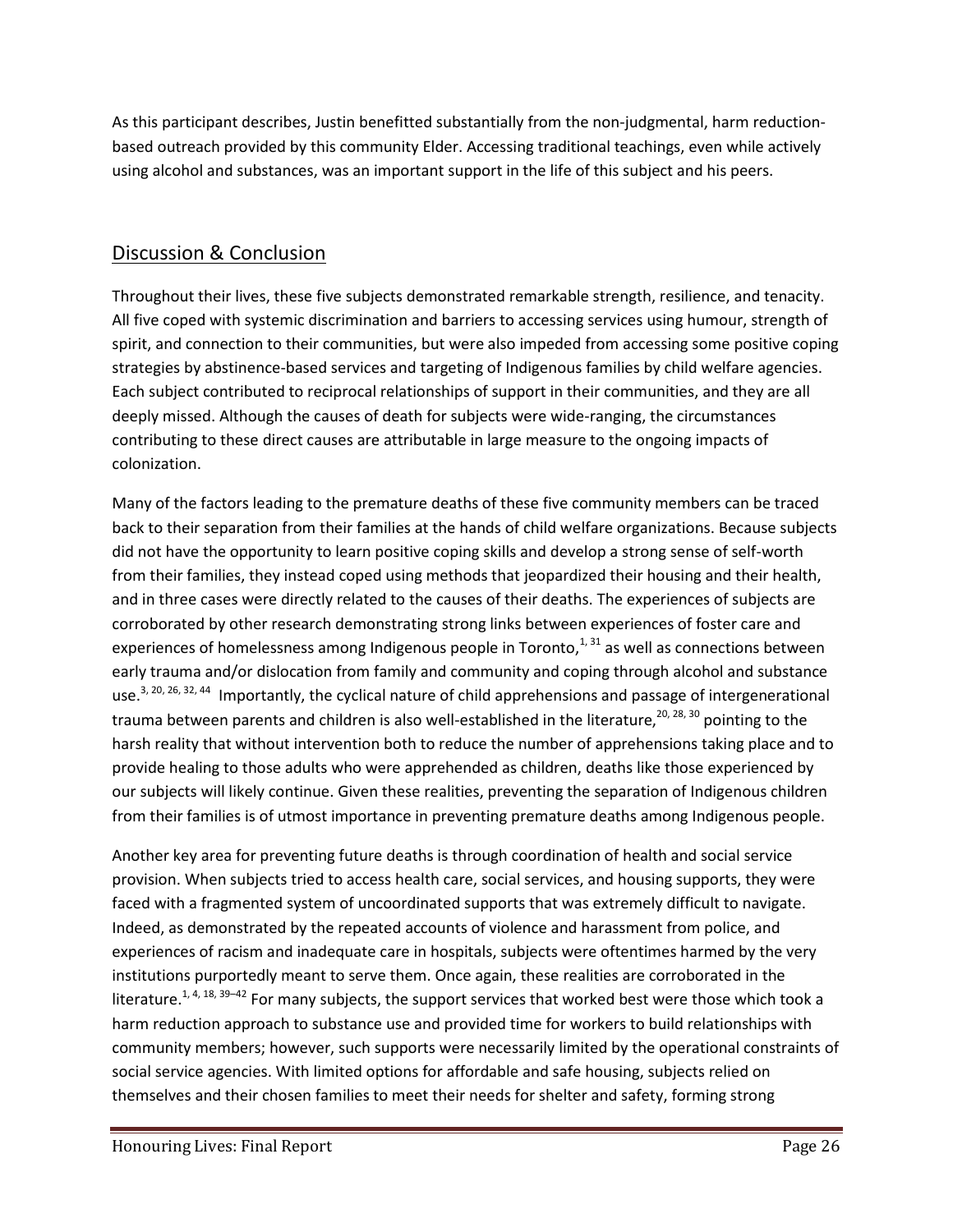As this participant describes, Justin benefitted substantially from the non-judgmental, harm reduction-based outreach provided by this community Elder. Accessing traditional teachings, even while actively using alcohol and substances, was an important support in the life of this subject and his peers.

## Discussion & Conclusion

Throughout their lives, these five subjects demonstrated remarkable strength, resilience, and tenacity. All five coped with systemic discrimination and barriers to accessing services using humour, strength of spirit, and connection to their communities, but were also impeded from accessing some positive coping strategies by abstinence-based services and targeting of Indigenous families by child welfare agencies. Each subject contributed to reciprocal relationships of support in their communities, and they are all deeply missed. Although the causes of death for subjects were wide-ranging, the circumstances contributing to these direct causes are attributable in large measure to the ongoing impacts of colonization.

Many of the factors leading to the premature deaths of these five community members can be traced back to their separation from their families at the hands of child welfare organizations. Because subjects did not have the opportunity to learn positive coping skills and develop a strong sense of self-worth from their families, they instead coped using methods that jeopardized their housing and their health, and in three cases were directly related to the causes of their deaths. The experiences of subjects are corroborated by other research demonstrating strong links between experiences of foster care and experiences of homelessness among Indigenous people in Toronto,[1, 31] as well as connections between early trauma and/or dislocation from family and community and coping through alcohol and substance use.[3, 20, 26, 32, 44] Importantly, the cyclical nature of child apprehensions and passage of intergenerational trauma between parents and children is also well-established in the literature,[20, 28, 30] pointing to the harsh reality that without intervention both to reduce the number of apprehensions taking place and to provide healing to those adults who were apprehended as children, deaths like those experienced by our subjects will likely continue. Given these realities, preventing the separation of Indigenous children from their families is of utmost importance in preventing premature deaths among Indigenous people.

Another key area for preventing future deaths is through coordination of health and social service provision. When subjects tried to access health care, social services, and housing supports, they were faced with a fragmented system of uncoordinated supports that was extremely difficult to navigate. Indeed, as demonstrated by the repeated accounts of violence and harassment from police, and experiences of racism and inadequate care in hospitals, subjects were oftentimes harmed by the very institutions purportedly meant to serve them. Once again, these realities are corroborated in the literature.[1, 4, 18, 39–42] For many subjects, the support services that worked best were those which took a harm reduction approach to substance use and provided time for workers to build relationships with community members; however, such supports were necessarily limited by the operational constraints of social service agencies. With limited options for affordable and safe housing, subjects relied on themselves and their chosen families to meet their needs for shelter and safety, forming strong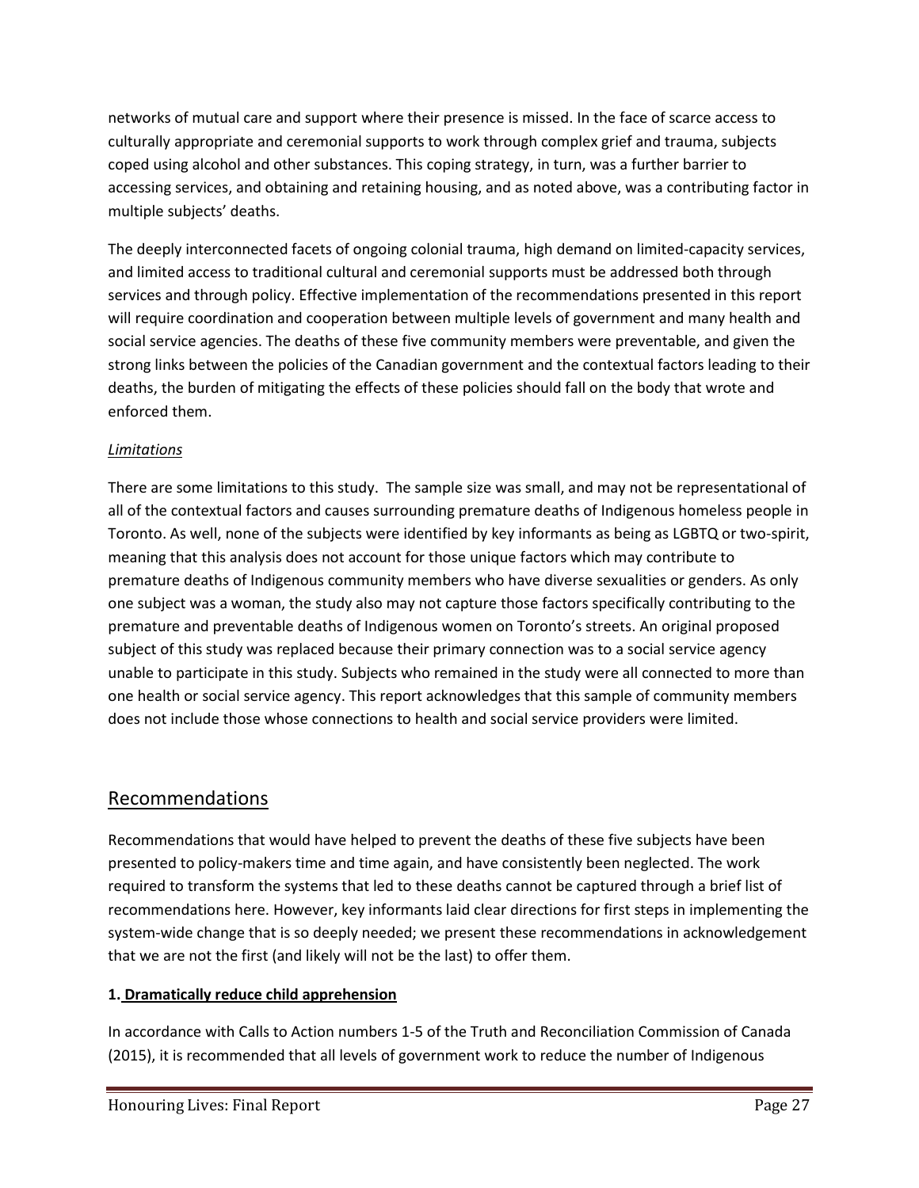networks of mutual care and support where their presence is missed. In the face of scarce access to culturally appropriate and ceremonial supports to work through complex grief and trauma, subjects coped using alcohol and other substances. This coping strategy, in turn, was a further barrier to accessing services, and obtaining and retaining housing, and as noted above, was a contributing factor in multiple subjects' deaths.

The deeply interconnected facets of ongoing colonial trauma, high demand on limited-capacity services, and limited access to traditional cultural and ceremonial supports must be addressed both through services and through policy. Effective implementation of the recommendations presented in this report will require coordination and cooperation between multiple levels of government and many health and social service agencies. The deaths of these five community members were preventable, and given the strong links between the policies of the Canadian government and the contextual factors leading to their deaths, the burden of mitigating the effects of these policies should fall on the body that wrote and enforced them.

*Limitations*

There are some limitations to this study. The sample size was small, and may not be representational of all of the contextual factors and causes surrounding premature deaths of Indigenous homeless people in Toronto. As well, none of the subjects were identified by key informants as being as LGBTQ or two-spirit, meaning that this analysis does not account for those unique factors which may contribute to premature deaths of Indigenous community members who have diverse sexualities or genders. As only one subject was a woman, the study also may not capture those factors specifically contributing to the premature and preventable deaths of Indigenous women on Toronto's streets. An original proposed subject of this study was replaced because their primary connection was to a social service agency unable to participate in this study. Subjects who remained in the study were all connected to more than one health or social service agency. This report acknowledges that this sample of community members does not include those whose connections to health and social service providers were limited.

## Recommendations

Recommendations that would have helped to prevent the deaths of these five subjects have been presented to policy-makers time and time again, and have consistently been neglected. The work required to transform the systems that led to these deaths cannot be captured through a brief list of recommendations here. However, key informants laid clear directions for first steps in implementing the system-wide change that is so deeply needed; we present these recommendations in acknowledgement that we are not the first (and likely will not be the last) to offer them.

**1. Dramatically reduce child apprehension**

In accordance with Calls to Action numbers 1-5 of the Truth and Reconciliation Commission of Canada (2015), it is recommended that all levels of government work to reduce the number of Indigenous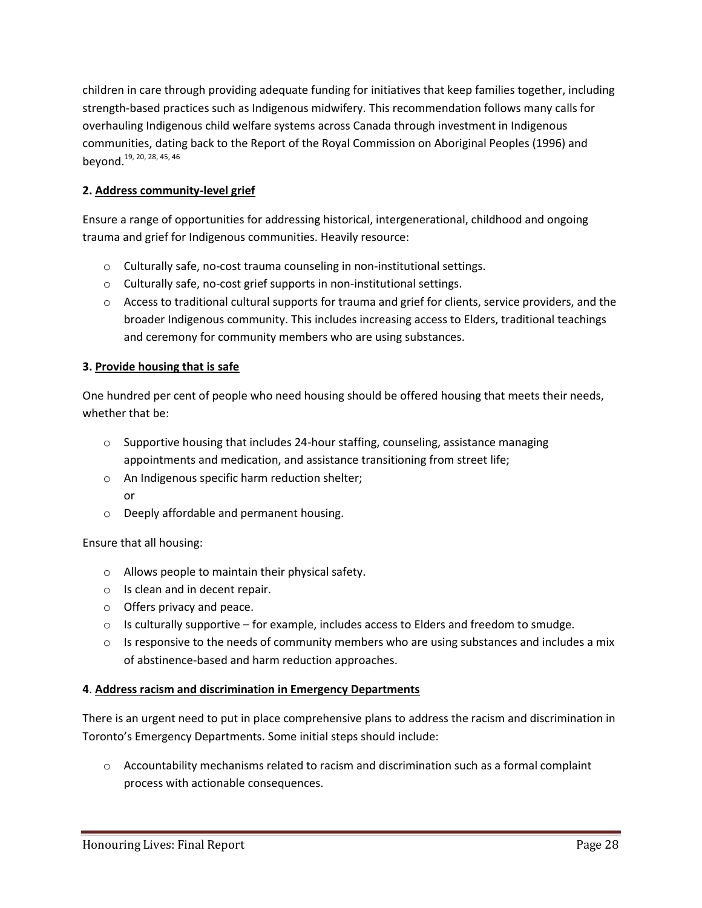children in care through providing adequate funding for initiatives that keep families together, including strength-based practices such as Indigenous midwifery. This recommendation follows many calls for overhauling Indigenous child welfare systems across Canada through investment in Indigenous communities, dating back to the Report of the Royal Commission on Aboriginal Peoples (1996) and beyond.[19, 20, 28, 45, 46]

**2. <u>Address community-level grief</u>**

Ensure a range of opportunities for addressing historical, intergenerational, childhood and ongoing trauma and grief for Indigenous communities. Heavily resource:

- Culturally safe, no-cost trauma counseling in non-institutional settings.
- Culturally safe, no-cost grief supports in non-institutional settings.
- Access to traditional cultural supports for trauma and grief for clients, service providers, and the broader Indigenous community. This includes increasing access to Elders, traditional teachings and ceremony for community members who are using substances.

**3. <u>Provide housing that is safe</u>**

One hundred per cent of people who need housing should be offered housing that meets their needs, whether that be:

- Supportive housing that includes 24-hour staffing, counseling, assistance managing appointments and medication, and assistance transitioning from street life;
- An Indigenous specific harm reduction shelter;
  or
- Deeply affordable and permanent housing.

Ensure that all housing:

- Allows people to maintain their physical safety.
- Is clean and in decent repair.
- Offers privacy and peace.
- Is culturally supportive – for example, includes access to Elders and freedom to smudge.
- Is responsive to the needs of community members who are using substances and includes a mix of abstinence-based and harm reduction approaches.

**4. <u>Address racism and discrimination in Emergency Departments</u>**

There is an urgent need to put in place comprehensive plans to address the racism and discrimination in Toronto's Emergency Departments. Some initial steps should include:

- Accountability mechanisms related to racism and discrimination such as a formal complaint process with actionable consequences.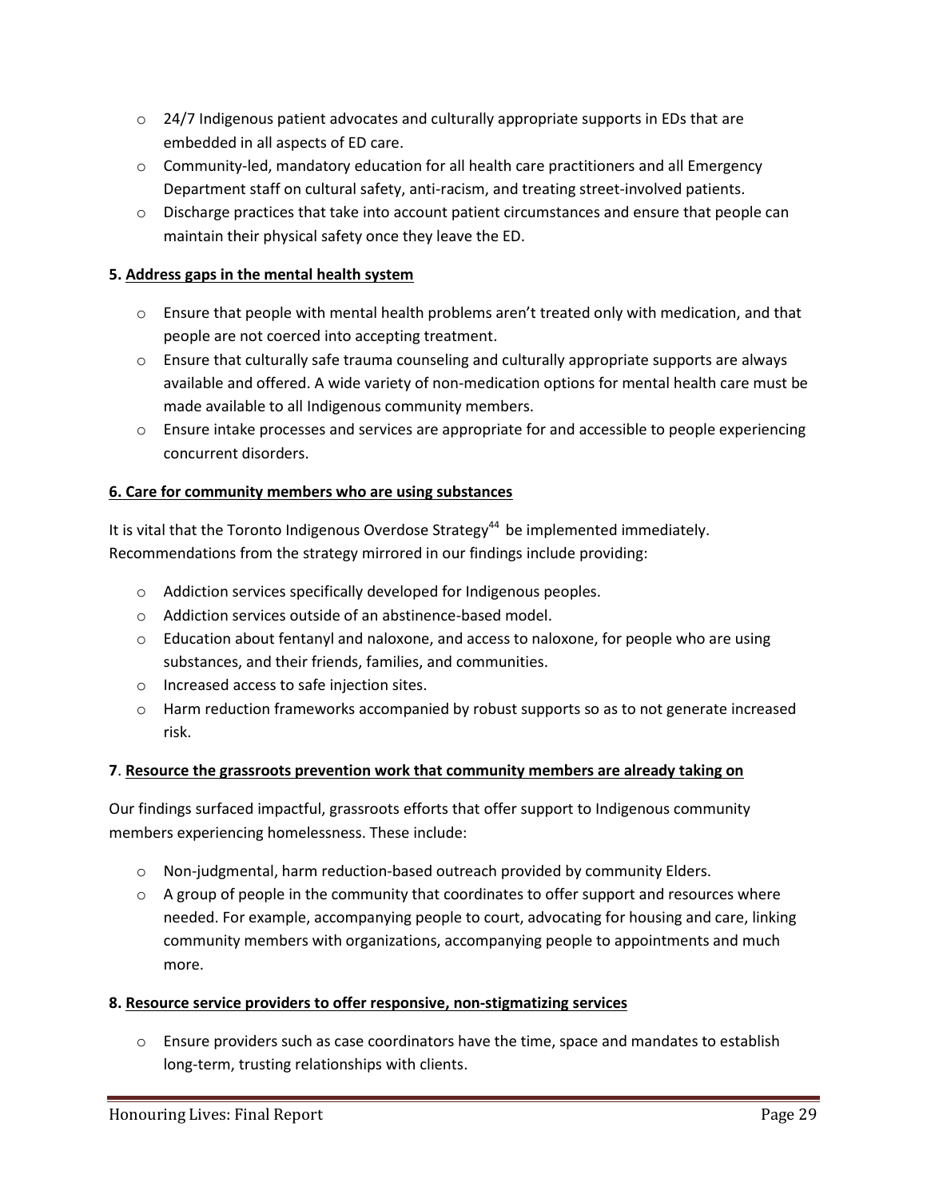- 24/7 Indigenous patient advocates and culturally appropriate supports in EDs that are embedded in all aspects of ED care.
- Community-led, mandatory education for all health care practitioners and all Emergency Department staff on cultural safety, anti-racism, and treating street-involved patients.
- Discharge practices that take into account patient circumstances and ensure that people can maintain their physical safety once they leave the ED.

**5. Address gaps in the mental health system**

- Ensure that people with mental health problems aren't treated only with medication, and that people are not coerced into accepting treatment.
- Ensure that culturally safe trauma counseling and culturally appropriate supports are always available and offered. A wide variety of non-medication options for mental health care must be made available to all Indigenous community members.
- Ensure intake processes and services are appropriate for and accessible to people experiencing concurrent disorders.

**6. Care for community members who are using substances**

It is vital that the Toronto Indigenous Overdose Strategy[44] be implemented immediately. Recommendations from the strategy mirrored in our findings include providing:

- Addiction services specifically developed for Indigenous peoples.
- Addiction services outside of an abstinence-based model.
- Education about fentanyl and naloxone, and access to naloxone, for people who are using substances, and their friends, families, and communities.
- Increased access to safe injection sites.
- Harm reduction frameworks accompanied by robust supports so as to not generate increased risk.

**7. Resource the grassroots prevention work that community members are already taking on**

Our findings surfaced impactful, grassroots efforts that offer support to Indigenous community members experiencing homelessness. These include:

- Non-judgmental, harm reduction-based outreach provided by community Elders.
- A group of people in the community that coordinates to offer support and resources where needed. For example, accompanying people to court, advocating for housing and care, linking community members with organizations, accompanying people to appointments and much more.

**8. Resource service providers to offer responsive, non-stigmatizing services**

- Ensure providers such as case coordinators have the time, space and mandates to establish long-term, trusting relationships with clients.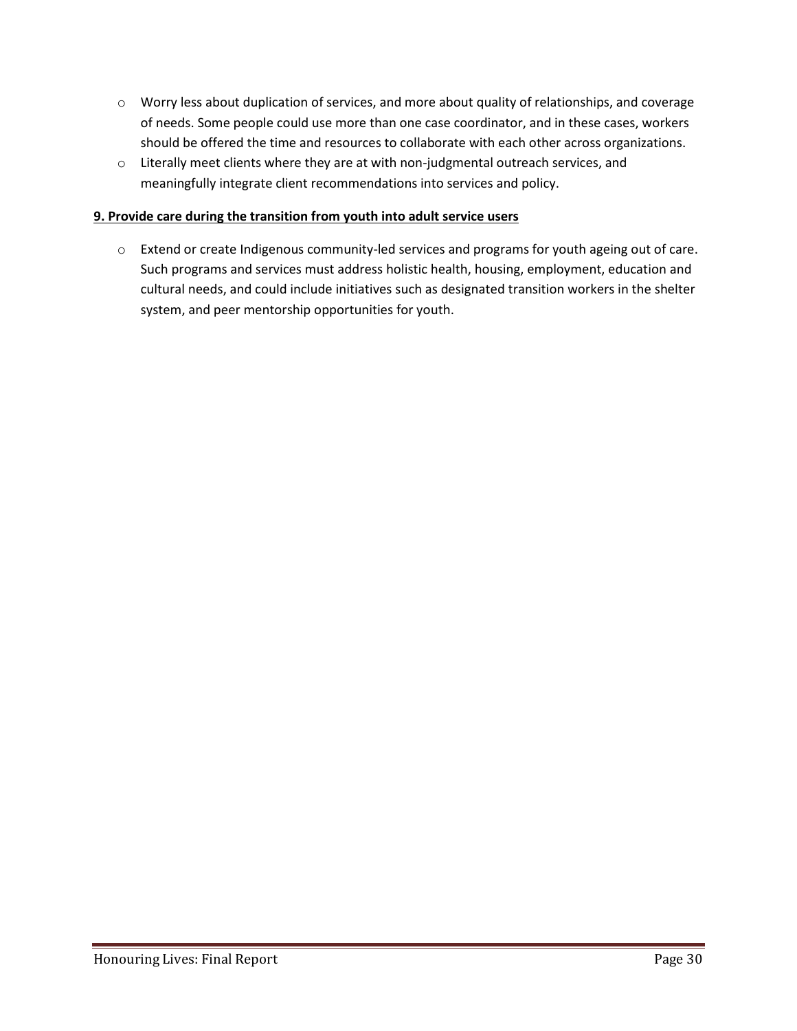- Worry less about duplication of services, and more about quality of relationships, and coverage of needs. Some people could use more than one case coordinator, and in these cases, workers should be offered the time and resources to collaborate with each other across organizations.
- Literally meet clients where they are at with non-judgmental outreach services, and meaningfully integrate client recommendations into services and policy.

**9. Provide care during the transition from youth into adult service users**

- Extend or create Indigenous community-led services and programs for youth ageing out of care. Such programs and services must address holistic health, housing, employment, education and cultural needs, and could include initiatives such as designated transition workers in the shelter system, and peer mentorship opportunities for youth.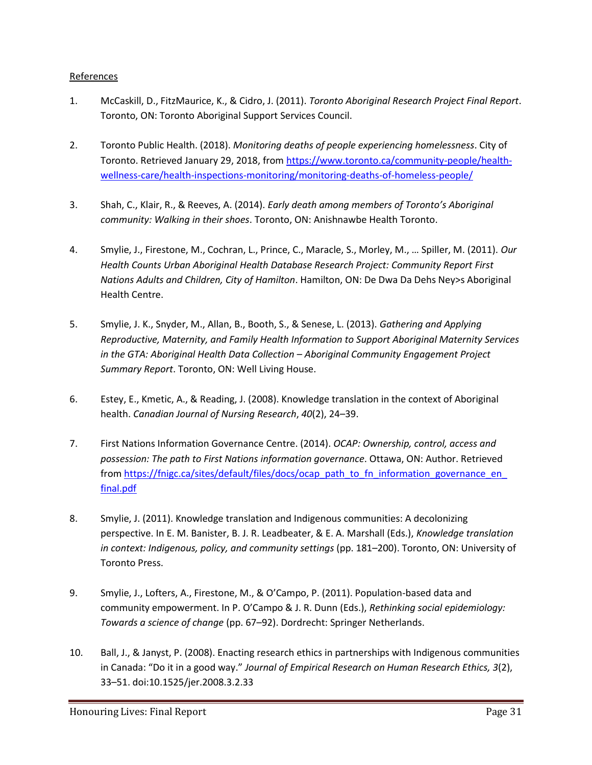References

1. McCaskill, D., FitzMaurice, K., & Cidro, J. (2011). *Toronto Aboriginal Research Project Final Report*. Toronto, ON: Toronto Aboriginal Support Services Council.

2. Toronto Public Health. (2018). *Monitoring deaths of people experiencing homelessness*. City of Toronto. Retrieved January 29, 2018, from https://www.toronto.ca/community-people/health-wellness-care/health-inspections-monitoring/monitoring-deaths-of-homeless-people/

3. Shah, C., Klair, R., & Reeves, A. (2014). *Early death among members of Toronto's Aboriginal community: Walking in their shoes*. Toronto, ON: Anishnawbe Health Toronto.

4. Smylie, J., Firestone, M., Cochran, L., Prince, C., Maracle, S., Morley, M., … Spiller, M. (2011). *Our Health Counts Urban Aboriginal Health Database Research Project: Community Report First Nations Adults and Children, City of Hamilton*. Hamilton, ON: De Dwa Da Dehs Ney>s Aboriginal Health Centre.

5. Smylie, J. K., Snyder, M., Allan, B., Booth, S., & Senese, L. (2013). *Gathering and Applying Reproductive, Maternity, and Family Health Information to Support Aboriginal Maternity Services in the GTA: Aboriginal Health Data Collection – Aboriginal Community Engagement Project Summary Report*. Toronto, ON: Well Living House.

6. Estey, E., Kmetic, A., & Reading, J. (2008). Knowledge translation in the context of Aboriginal health. *Canadian Journal of Nursing Research*, *40*(2), 24–39.

7. First Nations Information Governance Centre. (2014). *OCAP: Ownership, control, access and possession: The path to First Nations information governance*. Ottawa, ON: Author. Retrieved from https://fnigc.ca/sites/default/files/docs/ocap_path_to_fn_information_governance_en_final.pdf

8. Smylie, J. (2011). Knowledge translation and Indigenous communities: A decolonizing perspective. In E. M. Banister, B. J. R. Leadbeater, & E. A. Marshall (Eds.), *Knowledge translation in context: Indigenous, policy, and community settings* (pp. 181–200). Toronto, ON: University of Toronto Press.

9. Smylie, J., Lofters, A., Firestone, M., & O'Campo, P. (2011). Population-based data and community empowerment. In P. O'Campo & J. R. Dunn (Eds.), *Rethinking social epidemiology: Towards a science of change* (pp. 67–92). Dordrecht: Springer Netherlands.

10. Ball, J., & Janyst, P. (2008). Enacting research ethics in partnerships with Indigenous communities in Canada: "Do it in a good way." *Journal of Empirical Research on Human Research Ethics, 3*(2), 33–51. doi:10.1525/jer.2008.3.2.33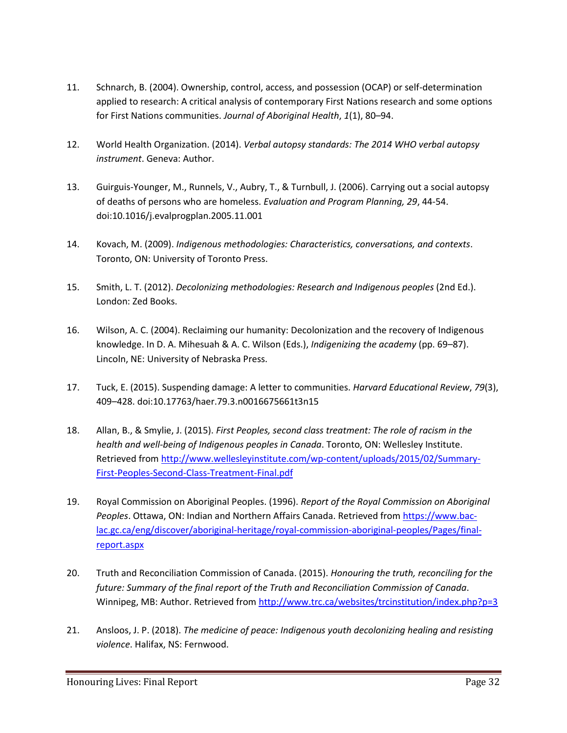11. Schnarch, B. (2004). Ownership, control, access, and possession (OCAP) or self-determination applied to research: A critical analysis of contemporary First Nations research and some options for First Nations communities. *Journal of Aboriginal Health*, *1*(1), 80–94.

12. World Health Organization. (2014). *Verbal autopsy standards: The 2014 WHO verbal autopsy instrument*. Geneva: Author.

13. Guirguis-Younger, M., Runnels, V., Aubry, T., & Turnbull, J. (2006). Carrying out a social autopsy of deaths of persons who are homeless. *Evaluation and Program Planning, 29*, 44-54. doi:10.1016/j.evalprogplan.2005.11.001

14. Kovach, M. (2009). *Indigenous methodologies: Characteristics, conversations, and contexts*. Toronto, ON: University of Toronto Press.

15. Smith, L. T. (2012). *Decolonizing methodologies: Research and Indigenous peoples* (2nd Ed.). London: Zed Books.

16. Wilson, A. C. (2004). Reclaiming our humanity: Decolonization and the recovery of Indigenous knowledge. In D. A. Mihesuah & A. C. Wilson (Eds.), *Indigenizing the academy* (pp. 69–87). Lincoln, NE: University of Nebraska Press.

17. Tuck, E. (2015). Suspending damage: A letter to communities. *Harvard Educational Review*, *79*(3), 409–428. doi:10.17763/haer.79.3.n0016675661t3n15

18. Allan, B., & Smylie, J. (2015). *First Peoples, second class treatment: The role of racism in the health and well-being of Indigenous peoples in Canada*. Toronto, ON: Wellesley Institute. Retrieved from [http://www.wellesleyinstitute.com/wp-content/uploads/2015/02/Summary-First-Peoples-Second-Class-Treatment-Final.pdf](http://www.wellesleyinstitute.com/wp-content/uploads/2015/02/Summary-First-Peoples-Second-Class-Treatment-Final.pdf)

19. Royal Commission on Aboriginal Peoples. (1996). *Report of the Royal Commission on Aboriginal Peoples*. Ottawa, ON: Indian and Northern Affairs Canada. Retrieved from [https://www.bac-lac.gc.ca/eng/discover/aboriginal-heritage/royal-commission-aboriginal-peoples/Pages/final-report.aspx](https://www.bac-lac.gc.ca/eng/discover/aboriginal-heritage/royal-commission-aboriginal-peoples/Pages/final-report.aspx)

20. Truth and Reconciliation Commission of Canada. (2015). *Honouring the truth, reconciling for the future: Summary of the final report of the Truth and Reconciliation Commission of Canada*. Winnipeg, MB: Author. Retrieved from [http://www.trc.ca/websites/trcinstitution/index.php?p=3](http://www.trc.ca/websites/trcinstitution/index.php?p=3)

21. Ansloos, J. P. (2018). *The medicine of peace: Indigenous youth decolonizing healing and resisting violence*. Halifax, NS: Fernwood.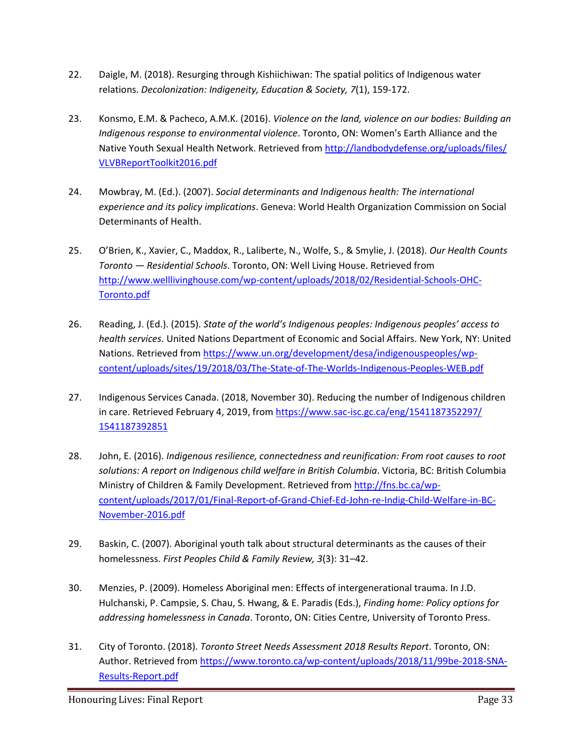22. Daigle, M. (2018). Resurging through Kishiichiwan: The spatial politics of Indigenous water relations. *Decolonization: Indigeneity, Education & Society, 7*(1), 159-172.

23. Konsmo, E.M. & Pacheco, A.M.K. (2016). *Violence on the land, violence on our bodies: Building an Indigenous response to environmental violence*. Toronto, ON: Women's Earth Alliance and the Native Youth Sexual Health Network. Retrieved from http://landbodydefense.org/uploads/files/VLVBReportToolkit2016.pdf

24. Mowbray, M. (Ed.). (2007). *Social determinants and Indigenous health: The international experience and its policy implications*. Geneva: World Health Organization Commission on Social Determinants of Health.

25. O'Brien, K., Xavier, C., Maddox, R., Laliberte, N., Wolfe, S., & Smylie, J. (2018). *Our Health Counts Toronto — Residential Schools*. Toronto, ON: Well Living House. Retrieved from http://www.welllivinghouse.com/wp-content/uploads/2018/02/Residential-Schools-OHC-Toronto.pdf

26. Reading, J. (Ed.). (2015). *State of the world's Indigenous peoples: Indigenous peoples' access to health services*. United Nations Department of Economic and Social Affairs. New York, NY: United Nations. Retrieved from https://www.un.org/development/desa/indigenouspeoples/wp-content/uploads/sites/19/2018/03/The-State-of-The-Worlds-Indigenous-Peoples-WEB.pdf

27. Indigenous Services Canada. (2018, November 30). Reducing the number of Indigenous children in care. Retrieved February 4, 2019, from https://www.sac-isc.gc.ca/eng/1541187352297/1541187392851

28. John, E. (2016). *Indigenous resilience, connectedness and reunification: From root causes to root solutions: A report on Indigenous child welfare in British Columbia*. Victoria, BC: British Columbia Ministry of Children & Family Development. Retrieved from http://fns.bc.ca/wp-content/uploads/2017/01/Final-Report-of-Grand-Chief-Ed-John-re-Indig-Child-Welfare-in-BC-November-2016.pdf

29. Baskin, C. (2007). Aboriginal youth talk about structural determinants as the causes of their homelessness. *First Peoples Child & Family Review, 3*(3): 31–42.

30. Menzies, P. (2009). Homeless Aboriginal men: Effects of intergenerational trauma. In J.D. Hulchanski, P. Campsie, S. Chau, S. Hwang, & E. Paradis (Eds.), *Finding home: Policy options for addressing homelessness in Canada*. Toronto, ON: Cities Centre, University of Toronto Press.

31. City of Toronto. (2018). *Toronto Street Needs Assessment 2018 Results Report*. Toronto, ON: Author. Retrieved from https://www.toronto.ca/wp-content/uploads/2018/11/99be-2018-SNA-Results-Report.pdf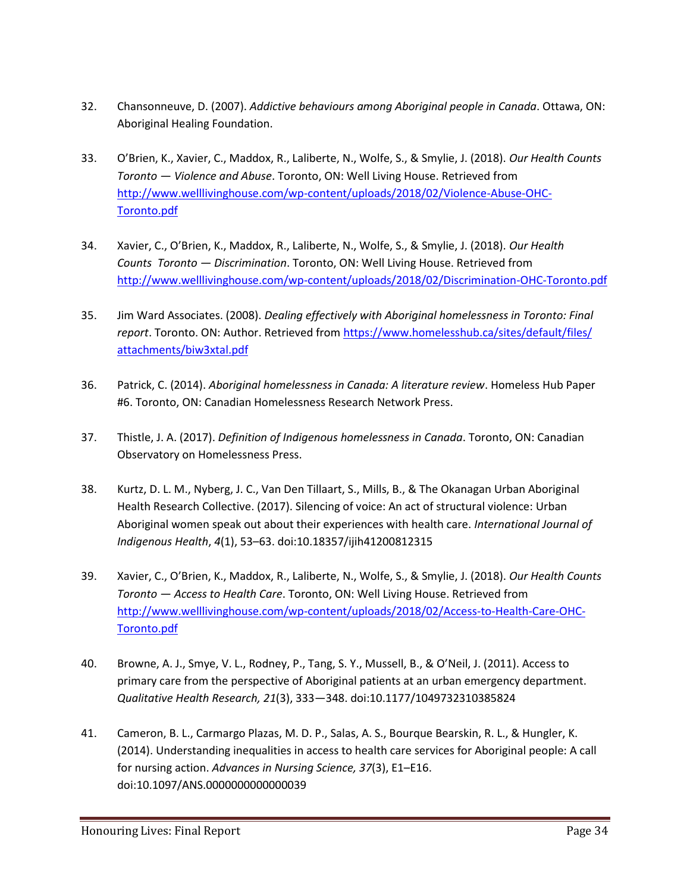32. Chansonneuve, D. (2007). *Addictive behaviours among Aboriginal people in Canada*. Ottawa, ON: Aboriginal Healing Foundation.

33. O'Brien, K., Xavier, C., Maddox, R., Laliberte, N., Wolfe, S., & Smylie, J. (2018). *Our Health Counts Toronto — Violence and Abuse*. Toronto, ON: Well Living House. Retrieved from http://www.wellivinghouse.com/wp-content/uploads/2018/02/Violence-Abuse-OHC-Toronto.pdf

34. Xavier, C., O'Brien, K., Maddox, R., Laliberte, N., Wolfe, S., & Smylie, J. (2018). *Our Health Counts Toronto — Discrimination*. Toronto, ON: Well Living House. Retrieved from http://www.wellivinghouse.com/wp-content/uploads/2018/02/Discrimination-OHC-Toronto.pdf

35. Jim Ward Associates. (2008). *Dealing effectively with Aboriginal homelessness in Toronto: Final report*. Toronto. ON: Author. Retrieved from https://www.homelesshub.ca/sites/default/files/attachments/biw3xtal.pdf

36. Patrick, C. (2014). *Aboriginal homelessness in Canada: A literature review*. Homeless Hub Paper #6. Toronto, ON: Canadian Homelessness Research Network Press.

37. Thistle, J. A. (2017). *Definition of Indigenous homelessness in Canada*. Toronto, ON: Canadian Observatory on Homelessness Press.

38. Kurtz, D. L. M., Nyberg, J. C., Van Den Tillaart, S., Mills, B., & The Okanagan Urban Aboriginal Health Research Collective. (2017). Silencing of voice: An act of structural violence: Urban Aboriginal women speak out about their experiences with health care. *International Journal of Indigenous Health*, *4*(1), 53–63. doi:10.18357/ijih41200812315

39. Xavier, C., O'Brien, K., Maddox, R., Laliberte, N., Wolfe, S., & Smylie, J. (2018). *Our Health Counts Toronto — Access to Health Care*. Toronto, ON: Well Living House. Retrieved from http://www.wellivinghouse.com/wp-content/uploads/2018/02/Access-to-Health-Care-OHC-Toronto.pdf

40. Browne, A. J., Smye, V. L., Rodney, P., Tang, S. Y., Mussell, B., & O'Neil, J. (2011). Access to primary care from the perspective of Aboriginal patients at an urban emergency department. *Qualitative Health Research, 21*(3), 333—348. doi:10.1177/1049732310385824

41. Cameron, B. L., Carmargo Plazas, M. D. P., Salas, A. S., Bourque Bearskin, R. L., & Hungler, K. (2014). Understanding inequalities in access to health care services for Aboriginal people: A call for nursing action. *Advances in Nursing Science, 37*(3), E1–E16. doi:10.1097/ANS.0000000000000039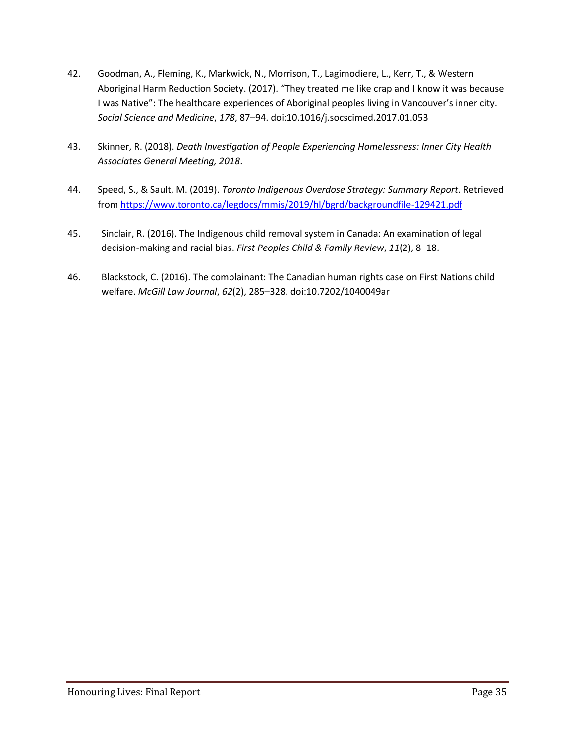42. Goodman, A., Fleming, K., Markwick, N., Morrison, T., Lagimodiere, L., Kerr, T., & Western Aboriginal Harm Reduction Society. (2017). "They treated me like crap and I know it was because I was Native": The healthcare experiences of Aboriginal peoples living in Vancouver's inner city. *Social Science and Medicine*, *178*, 87–94. doi:10.1016/j.socscimed.2017.01.053

43. Skinner, R. (2018). *Death Investigation of People Experiencing Homelessness: Inner City Health Associates General Meeting, 2018*.

44. Speed, S., & Sault, M. (2019). *Toronto Indigenous Overdose Strategy: Summary Report*. Retrieved from https://www.toronto.ca/legdocs/mmis/2019/hl/bgrd/backgroundfile-129421.pdf

45. Sinclair, R. (2016). The Indigenous child removal system in Canada: An examination of legal decision-making and racial bias. *First Peoples Child & Family Review*, *11*(2), 8–18.

46. Blackstock, C. (2016). The complainant: The Canadian human rights case on First Nations child welfare. *McGill Law Journal*, *62*(2), 285–328. doi:10.7202/1040049ar